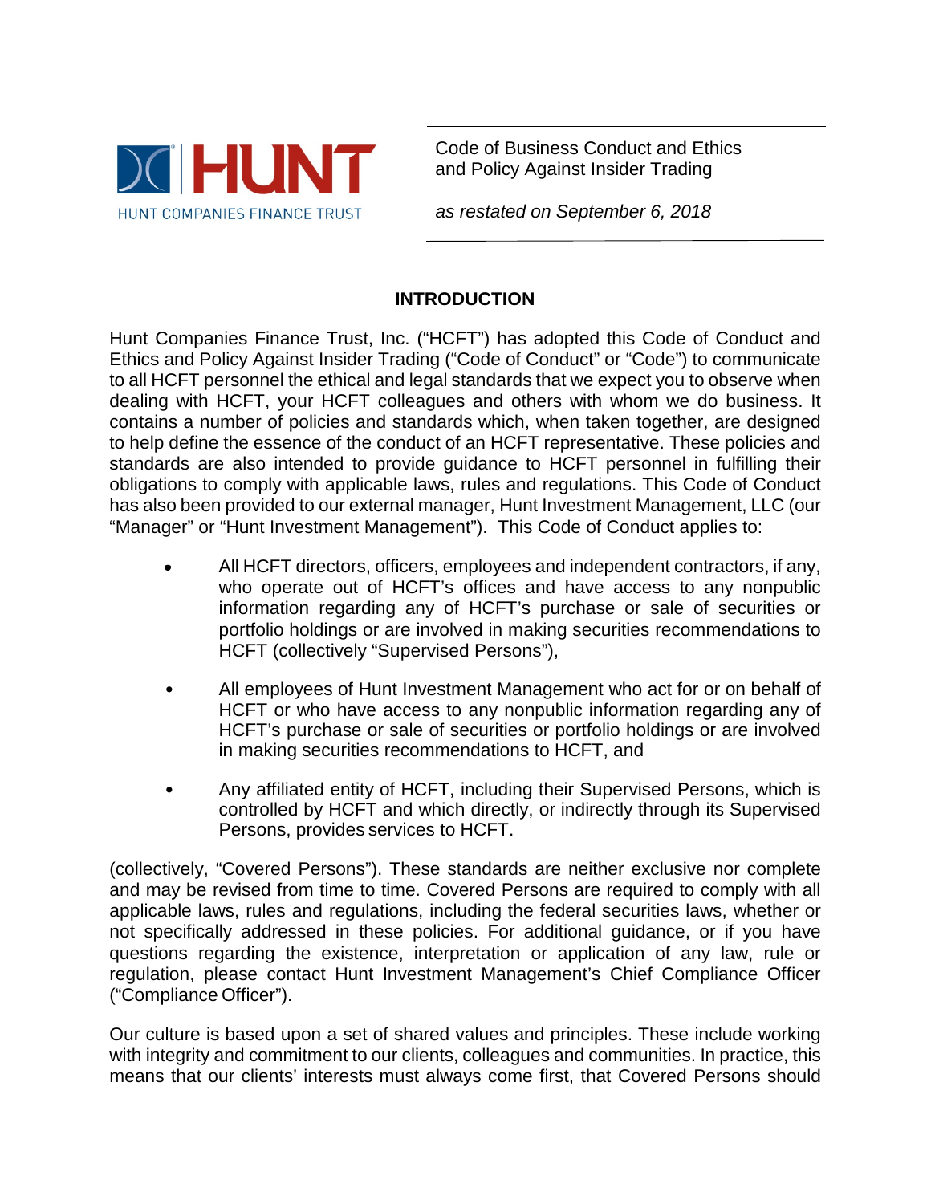HUNT

HUNT COMPANIES FINANCE TRUST

Code of Business Conduct and Ethics
and Policy Against Insider Trading

*as restated on September 6, 2018*

## INTRODUCTION

Hunt Companies Finance Trust, Inc. ("HCFT") has adopted this Code of Conduct and Ethics and Policy Against Insider Trading ("Code of Conduct" or "Code") to communicate to all HCFT personnel the ethical and legal standards that we expect you to observe when dealing with HCFT, your HCFT colleagues and others with whom we do business. It contains a number of policies and standards which, when taken together, are designed to help define the essence of the conduct of an HCFT representative. These policies and standards are also intended to provide guidance to HCFT personnel in fulfilling their obligations to comply with applicable laws, rules and regulations. This Code of Conduct has also been provided to our external manager, Hunt Investment Management, LLC (our "Manager" or "Hunt Investment Management"). This Code of Conduct applies to:

- All HCFT directors, officers, employees and independent contractors, if any, who operate out of HCFT's offices and have access to any nonpublic information regarding any of HCFT's purchase or sale of securities or portfolio holdings or are involved in making securities recommendations to HCFT (collectively "Supervised Persons"),
- All employees of Hunt Investment Management who act for or on behalf of HCFT or who have access to any nonpublic information regarding any of HCFT's purchase or sale of securities or portfolio holdings or are involved in making securities recommendations to HCFT, and
- Any affiliated entity of HCFT, including their Supervised Persons, which is controlled by HCFT and which directly, or indirectly through its Supervised Persons, provides services to HCFT.

(collectively, "Covered Persons"). These standards are neither exclusive nor complete and may be revised from time to time. Covered Persons are required to comply with all applicable laws, rules and regulations, including the federal securities laws, whether or not specifically addressed in these policies. For additional guidance, or if you have questions regarding the existence, interpretation or application of any law, rule or regulation, please contact Hunt Investment Management's Chief Compliance Officer ("Compliance Officer").

Our culture is based upon a set of shared values and principles. These include working with integrity and commitment to our clients, colleagues and communities. In practice, this means that our clients' interests must always come first, that Covered Persons should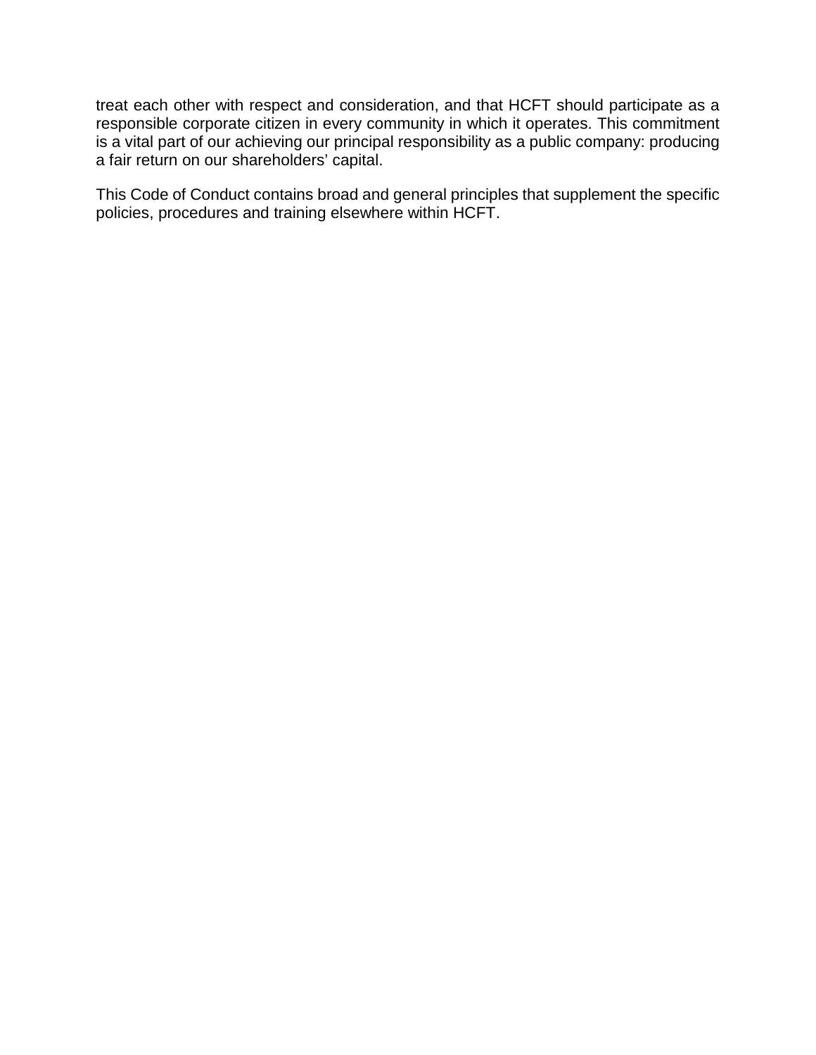treat each other with respect and consideration, and that HCFT should participate as a responsible corporate citizen in every community in which it operates. This commitment is a vital part of our achieving our principal responsibility as a public company: producing a fair return on our shareholders' capital.

This Code of Conduct contains broad and general principles that supplement the specific policies, procedures and training elsewhere within HCFT.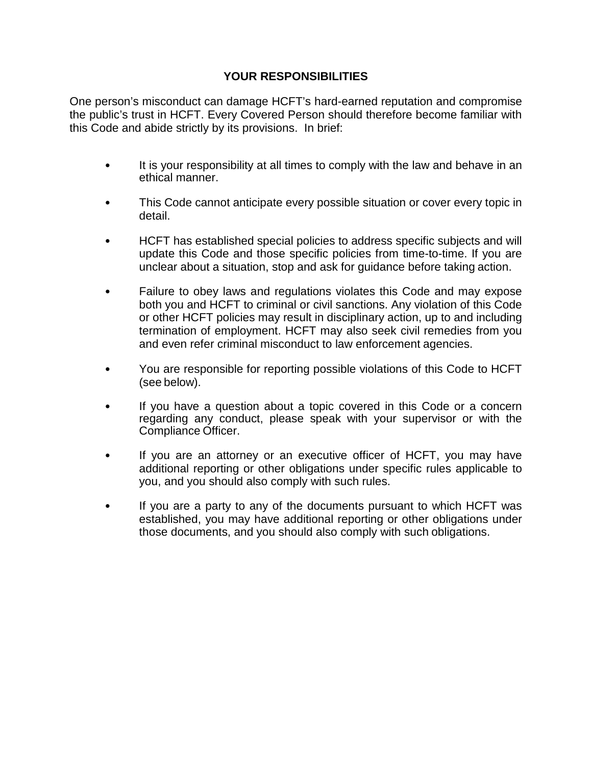## YOUR RESPONSIBILITIES

One person's misconduct can damage HCFT's hard-earned reputation and compromise the public's trust in HCFT. Every Covered Person should therefore become familiar with this Code and abide strictly by its provisions. In brief:

- It is your responsibility at all times to comply with the law and behave in an ethical manner.
- This Code cannot anticipate every possible situation or cover every topic in detail.
- HCFT has established special policies to address specific subjects and will update this Code and those specific policies from time-to-time. If you are unclear about a situation, stop and ask for guidance before taking action.
- Failure to obey laws and regulations violates this Code and may expose both you and HCFT to criminal or civil sanctions. Any violation of this Code or other HCFT policies may result in disciplinary action, up to and including termination of employment. HCFT may also seek civil remedies from you and even refer criminal misconduct to law enforcement agencies.
- You are responsible for reporting possible violations of this Code to HCFT (see below).
- If you have a question about a topic covered in this Code or a concern regarding any conduct, please speak with your supervisor or with the Compliance Officer.
- If you are an attorney or an executive officer of HCFT, you may have additional reporting or other obligations under specific rules applicable to you, and you should also comply with such rules.
- If you are a party to any of the documents pursuant to which HCFT was established, you may have additional reporting or other obligations under those documents, and you should also comply with such obligations.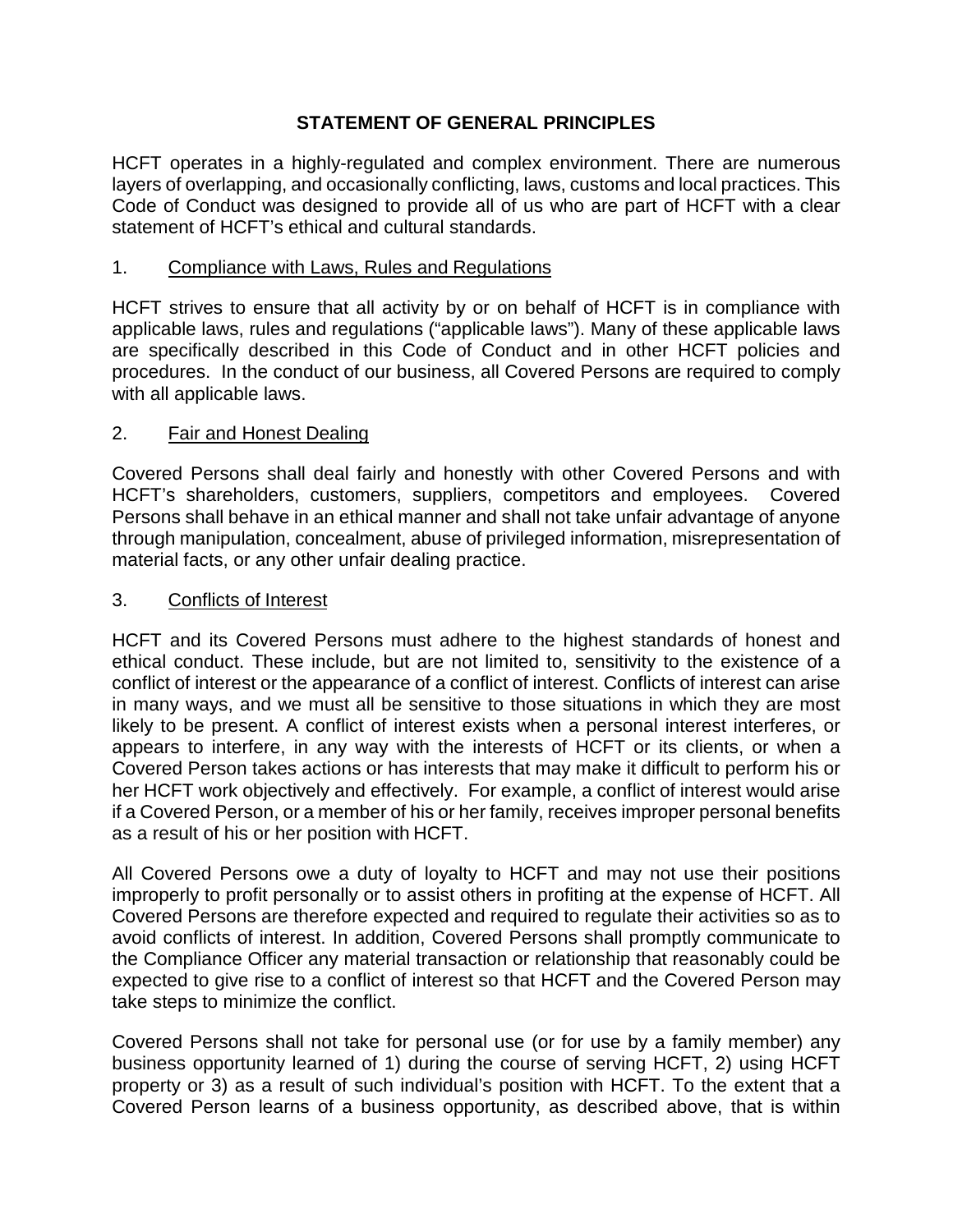## STATEMENT OF GENERAL PRINCIPLES

HCFT operates in a highly-regulated and complex environment. There are numerous layers of overlapping, and occasionally conflicting, laws, customs and local practices. This Code of Conduct was designed to provide all of us who are part of HCFT with a clear statement of HCFT's ethical and cultural standards.

### 1. Compliance with Laws, Rules and Regulations

HCFT strives to ensure that all activity by or on behalf of HCFT is in compliance with applicable laws, rules and regulations ("applicable laws"). Many of these applicable laws are specifically described in this Code of Conduct and in other HCFT policies and procedures. In the conduct of our business, all Covered Persons are required to comply with all applicable laws.

### 2. Fair and Honest Dealing

Covered Persons shall deal fairly and honestly with other Covered Persons and with HCFT's shareholders, customers, suppliers, competitors and employees. Covered Persons shall behave in an ethical manner and shall not take unfair advantage of anyone through manipulation, concealment, abuse of privileged information, misrepresentation of material facts, or any other unfair dealing practice.

### 3. Conflicts of Interest

HCFT and its Covered Persons must adhere to the highest standards of honest and ethical conduct. These include, but are not limited to, sensitivity to the existence of a conflict of interest or the appearance of a conflict of interest. Conflicts of interest can arise in many ways, and we must all be sensitive to those situations in which they are most likely to be present. A conflict of interest exists when a personal interest interferes, or appears to interfere, in any way with the interests of HCFT or its clients, or when a Covered Person takes actions or has interests that may make it difficult to perform his or her HCFT work objectively and effectively. For example, a conflict of interest would arise if a Covered Person, or a member of his or her family, receives improper personal benefits as a result of his or her position with HCFT.

All Covered Persons owe a duty of loyalty to HCFT and may not use their positions improperly to profit personally or to assist others in profiting at the expense of HCFT. All Covered Persons are therefore expected and required to regulate their activities so as to avoid conflicts of interest. In addition, Covered Persons shall promptly communicate to the Compliance Officer any material transaction or relationship that reasonably could be expected to give rise to a conflict of interest so that HCFT and the Covered Person may take steps to minimize the conflict.

Covered Persons shall not take for personal use (or for use by a family member) any business opportunity learned of 1) during the course of serving HCFT, 2) using HCFT property or 3) as a result of such individual's position with HCFT. To the extent that a Covered Person learns of a business opportunity, as described above, that is within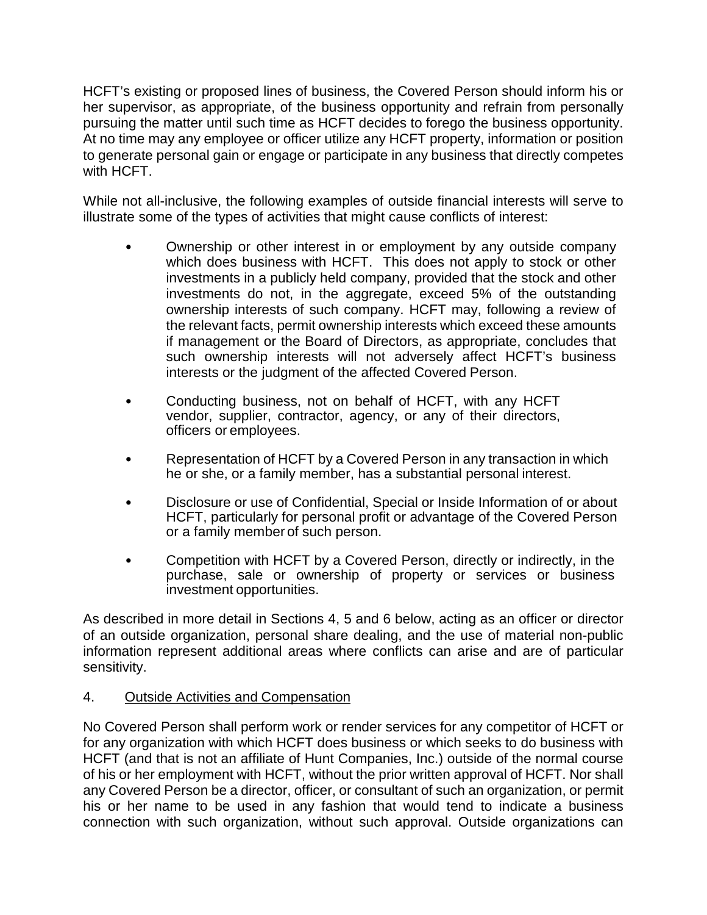HCFT's existing or proposed lines of business, the Covered Person should inform his or her supervisor, as appropriate, of the business opportunity and refrain from personally pursuing the matter until such time as HCFT decides to forego the business opportunity. At no time may any employee or officer utilize any HCFT property, information or position to generate personal gain or engage or participate in any business that directly competes with HCFT.

While not all-inclusive, the following examples of outside financial interests will serve to illustrate some of the types of activities that might cause conflicts of interest:

- Ownership or other interest in or employment by any outside company which does business with HCFT. This does not apply to stock or other investments in a publicly held company, provided that the stock and other investments do not, in the aggregate, exceed 5% of the outstanding ownership interests of such company. HCFT may, following a review of the relevant facts, permit ownership interests which exceed these amounts if management or the Board of Directors, as appropriate, concludes that such ownership interests will not adversely affect HCFT's business interests or the judgment of the affected Covered Person.

- Conducting business, not on behalf of HCFT, with any HCFT vendor, supplier, contractor, agency, or any of their directors, officers or employees.

- Representation of HCFT by a Covered Person in any transaction in which he or she, or a family member, has a substantial personal interest.

- Disclosure or use of Confidential, Special or Inside Information of or about HCFT, particularly for personal profit or advantage of the Covered Person or a family member of such person.

- Competition with HCFT by a Covered Person, directly or indirectly, in the purchase, sale or ownership of property or services or business investment opportunities.

As described in more detail in Sections 4, 5 and 6 below, acting as an officer or director of an outside organization, personal share dealing, and the use of material non-public information represent additional areas where conflicts can arise and are of particular sensitivity.

## 4. <u>Outside Activities and Compensation</u>

No Covered Person shall perform work or render services for any competitor of HCFT or for any organization with which HCFT does business or which seeks to do business with HCFT (and that is not an affiliate of Hunt Companies, Inc.) outside of the normal course of his or her employment with HCFT, without the prior written approval of HCFT. Nor shall any Covered Person be a director, officer, or consultant of such an organization, or permit his or her name to be used in any fashion that would tend to indicate a business connection with such organization, without such approval. Outside organizations can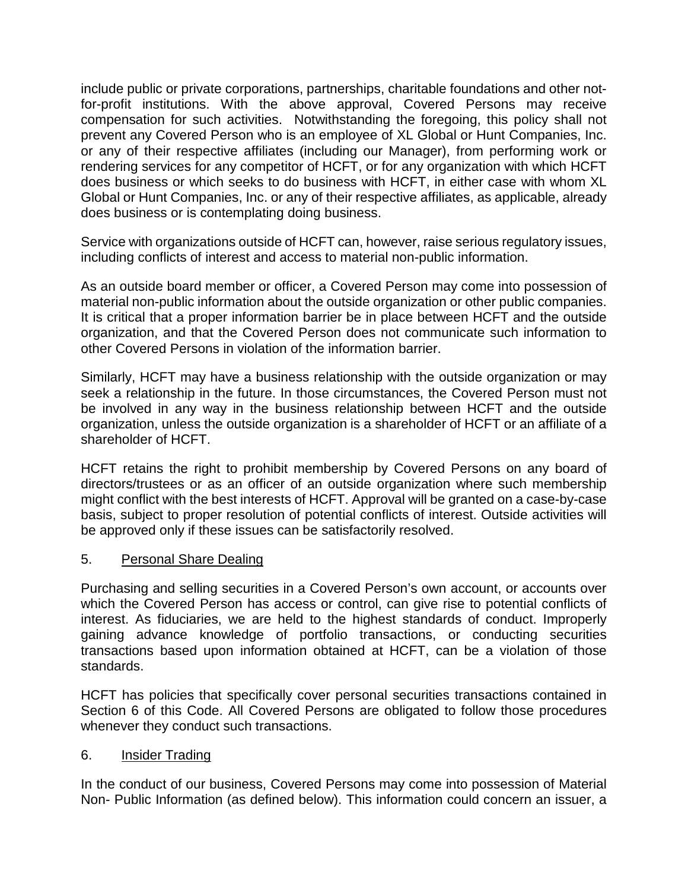include public or private corporations, partnerships, charitable foundations and other not-for-profit institutions. With the above approval, Covered Persons may receive compensation for such activities. Notwithstanding the foregoing, this policy shall not prevent any Covered Person who is an employee of XL Global or Hunt Companies, Inc. or any of their respective affiliates (including our Manager), from performing work or rendering services for any competitor of HCFT, or for any organization with which HCFT does business or which seeks to do business with HCFT, in either case with whom XL Global or Hunt Companies, Inc. or any of their respective affiliates, as applicable, already does business or is contemplating doing business.

Service with organizations outside of HCFT can, however, raise serious regulatory issues, including conflicts of interest and access to material non-public information.

As an outside board member or officer, a Covered Person may come into possession of material non-public information about the outside organization or other public companies. It is critical that a proper information barrier be in place between HCFT and the outside organization, and that the Covered Person does not communicate such information to other Covered Persons in violation of the information barrier.

Similarly, HCFT may have a business relationship with the outside organization or may seek a relationship in the future. In those circumstances, the Covered Person must not be involved in any way in the business relationship between HCFT and the outside organization, unless the outside organization is a shareholder of HCFT or an affiliate of a shareholder of HCFT.

HCFT retains the right to prohibit membership by Covered Persons on any board of directors/trustees or as an officer of an outside organization where such membership might conflict with the best interests of HCFT. Approval will be granted on a case-by-case basis, subject to proper resolution of potential conflicts of interest. Outside activities will be approved only if these issues can be satisfactorily resolved.

5. Personal Share Dealing

Purchasing and selling securities in a Covered Person's own account, or accounts over which the Covered Person has access or control, can give rise to potential conflicts of interest. As fiduciaries, we are held to the highest standards of conduct. Improperly gaining advance knowledge of portfolio transactions, or conducting securities transactions based upon information obtained at HCFT, can be a violation of those standards.

HCFT has policies that specifically cover personal securities transactions contained in Section 6 of this Code. All Covered Persons are obligated to follow those procedures whenever they conduct such transactions.

6. Insider Trading

In the conduct of our business, Covered Persons may come into possession of Material Non- Public Information (as defined below). This information could concern an issuer, a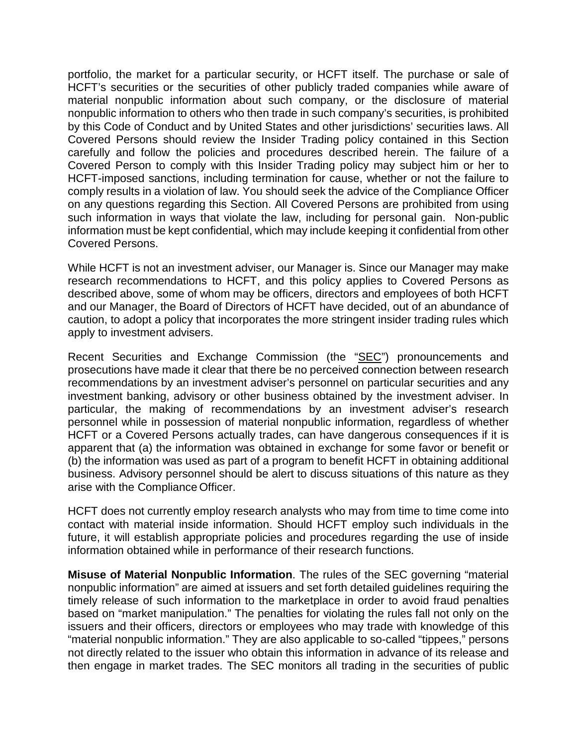portfolio, the market for a particular security, or HCFT itself. The purchase or sale of HCFT's securities or the securities of other publicly traded companies while aware of material nonpublic information about such company, or the disclosure of material nonpublic information to others who then trade in such company's securities, is prohibited by this Code of Conduct and by United States and other jurisdictions' securities laws. All Covered Persons should review the Insider Trading policy contained in this Section carefully and follow the policies and procedures described herein. The failure of a Covered Person to comply with this Insider Trading policy may subject him or her to HCFT-imposed sanctions, including termination for cause, whether or not the failure to comply results in a violation of law. You should seek the advice of the Compliance Officer on any questions regarding this Section. All Covered Persons are prohibited from using such information in ways that violate the law, including for personal gain. Non-public information must be kept confidential, which may include keeping it confidential from other Covered Persons.

While HCFT is not an investment adviser, our Manager is. Since our Manager may make research recommendations to HCFT, and this policy applies to Covered Persons as described above, some of whom may be officers, directors and employees of both HCFT and our Manager, the Board of Directors of HCFT have decided, out of an abundance of caution, to adopt a policy that incorporates the more stringent insider trading rules which apply to investment advisers.

Recent Securities and Exchange Commission (the "SEC") pronouncements and prosecutions have made it clear that there be no perceived connection between research recommendations by an investment adviser's personnel on particular securities and any investment banking, advisory or other business obtained by the investment adviser. In particular, the making of recommendations by an investment adviser's research personnel while in possession of material nonpublic information, regardless of whether HCFT or a Covered Persons actually trades, can have dangerous consequences if it is apparent that (a) the information was obtained in exchange for some favor or benefit or (b) the information was used as part of a program to benefit HCFT in obtaining additional business. Advisory personnel should be alert to discuss situations of this nature as they arise with the Compliance Officer.

HCFT does not currently employ research analysts who may from time to time come into contact with material inside information. Should HCFT employ such individuals in the future, it will establish appropriate policies and procedures regarding the use of inside information obtained while in performance of their research functions.

**Misuse of Material Nonpublic Information**. The rules of the SEC governing "material nonpublic information" are aimed at issuers and set forth detailed guidelines requiring the timely release of such information to the marketplace in order to avoid fraud penalties based on "market manipulation." The penalties for violating the rules fall not only on the issuers and their officers, directors or employees who may trade with knowledge of this "material nonpublic information." They are also applicable to so-called "tippees," persons not directly related to the issuer who obtain this information in advance of its release and then engage in market trades. The SEC monitors all trading in the securities of public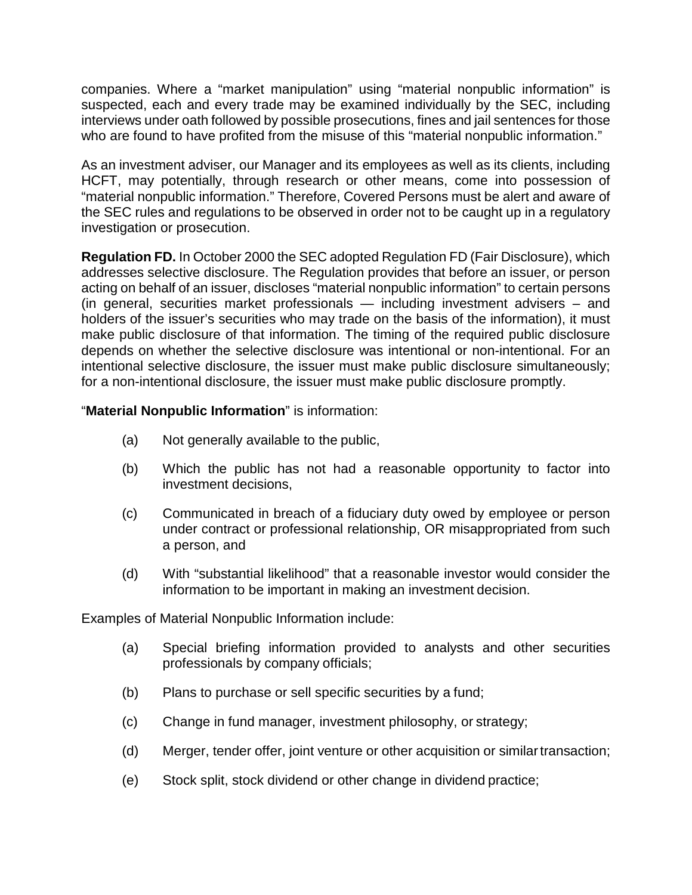companies. Where a “market manipulation” using “material nonpublic information” is suspected, each and every trade may be examined individually by the SEC, including interviews under oath followed by possible prosecutions, fines and jail sentences for those who are found to have profited from the misuse of this “material nonpublic information.”

As an investment adviser, our Manager and its employees as well as its clients, including HCFT, may potentially, through research or other means, come into possession of “material nonpublic information.” Therefore, Covered Persons must be alert and aware of the SEC rules and regulations to be observed in order not to be caught up in a regulatory investigation or prosecution.

**Regulation FD.** In October 2000 the SEC adopted Regulation FD (Fair Disclosure), which addresses selective disclosure. The Regulation provides that before an issuer, or person acting on behalf of an issuer, discloses “material nonpublic information” to certain persons (in general, securities market professionals — including investment advisers – and holders of the issuer’s securities who may trade on the basis of the information), it must make public disclosure of that information. The timing of the required public disclosure depends on whether the selective disclosure was intentional or non-intentional. For an intentional selective disclosure, the issuer must make public disclosure simultaneously; for a non-intentional disclosure, the issuer must make public disclosure promptly.

“**Material Nonpublic Information**” is information:

(a) Not generally available to the public,

(b) Which the public has not had a reasonable opportunity to factor into investment decisions,

(c) Communicated in breach of a fiduciary duty owed by employee or person under contract or professional relationship, OR misappropriated from such a person, and

(d) With “substantial likelihood” that a reasonable investor would consider the information to be important in making an investment decision.

Examples of Material Nonpublic Information include:

(a) Special briefing information provided to analysts and other securities professionals by company officials;

(b) Plans to purchase or sell specific securities by a fund;

(c) Change in fund manager, investment philosophy, or strategy;

(d) Merger, tender offer, joint venture or other acquisition or similar transaction;

(e) Stock split, stock dividend or other change in dividend practice;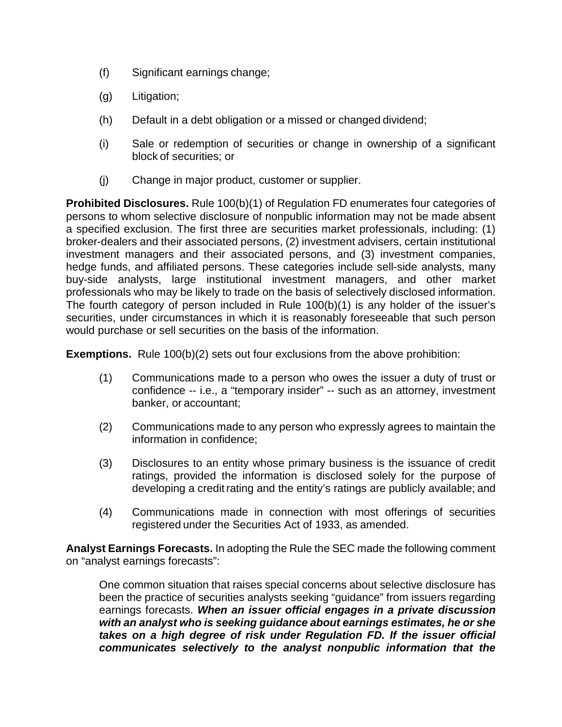(f) Significant earnings change;

(g) Litigation;

(h) Default in a debt obligation or a missed or changed dividend;

(i) Sale or redemption of securities or change in ownership of a significant block of securities; or

(j) Change in major product, customer or supplier.

**Prohibited Disclosures.** Rule 100(b)(1) of Regulation FD enumerates four categories of persons to whom selective disclosure of nonpublic information may not be made absent a specified exclusion. The first three are securities market professionals, including: (1) broker-dealers and their associated persons, (2) investment advisers, certain institutional investment managers and their associated persons, and (3) investment companies, hedge funds, and affiliated persons. These categories include sell-side analysts, many buy-side analysts, large institutional investment managers, and other market professionals who may be likely to trade on the basis of selectively disclosed information. The fourth category of person included in Rule 100(b)(1) is any holder of the issuer's securities, under circumstances in which it is reasonably foreseeable that such person would purchase or sell securities on the basis of the information.

**Exemptions.** Rule 100(b)(2) sets out four exclusions from the above prohibition:

(1) Communications made to a person who owes the issuer a duty of trust or confidence -- i.e., a "temporary insider" -- such as an attorney, investment banker, or accountant;

(2) Communications made to any person who expressly agrees to maintain the information in confidence;

(3) Disclosures to an entity whose primary business is the issuance of credit ratings, provided the information is disclosed solely for the purpose of developing a credit rating and the entity's ratings are publicly available; and

(4) Communications made in connection with most offerings of securities registered under the Securities Act of 1933, as amended.

**Analyst Earnings Forecasts.** In adopting the Rule the SEC made the following comment on "analyst earnings forecasts":

> One common situation that raises special concerns about selective disclosure has been the practice of securities analysts seeking "guidance" from issuers regarding earnings forecasts. ***When an issuer official engages in a private discussion with an analyst who is seeking guidance about earnings estimates, he or she takes on a high degree of risk under Regulation FD. If the issuer official communicates selectively to the analyst nonpublic information that the***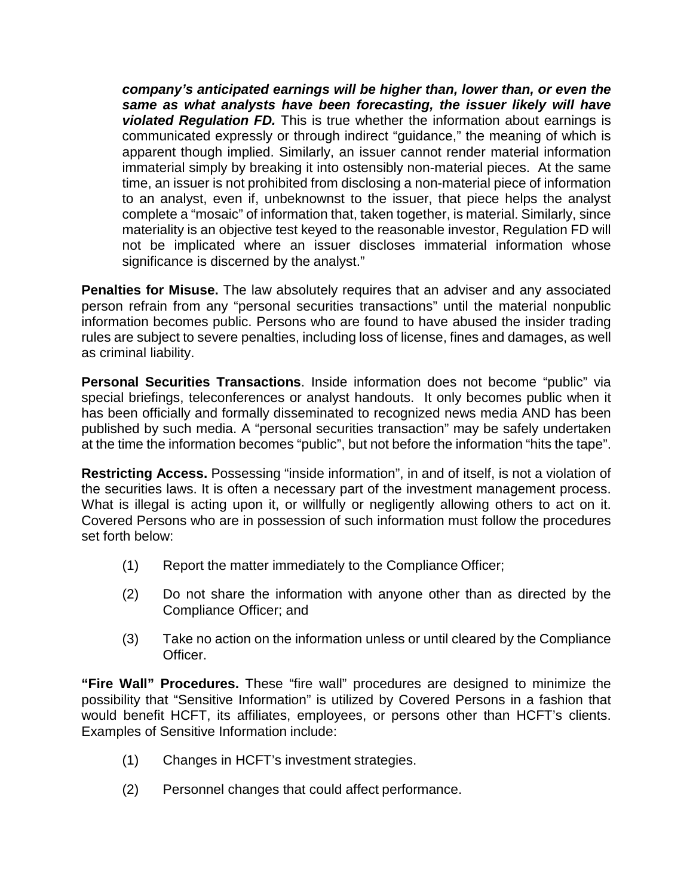> ***company's anticipated earnings will be higher than, lower than, or even the same as what analysts have been forecasting, the issuer likely will have violated Regulation FD.*** This is true whether the information about earnings is communicated expressly or through indirect "guidance," the meaning of which is apparent though implied. Similarly, an issuer cannot render material information immaterial simply by breaking it into ostensibly non-material pieces. At the same time, an issuer is not prohibited from disclosing a non-material piece of information to an analyst, even if, unbeknownst to the issuer, that piece helps the analyst complete a "mosaic" of information that, taken together, is material. Similarly, since materiality is an objective test keyed to the reasonable investor, Regulation FD will not be implicated where an issuer discloses immaterial information whose significance is discerned by the analyst."

**Penalties for Misuse.** The law absolutely requires that an adviser and any associated person refrain from any "personal securities transactions" until the material nonpublic information becomes public. Persons who are found to have abused the insider trading rules are subject to severe penalties, including loss of license, fines and damages, as well as criminal liability.

**Personal Securities Transactions**. Inside information does not become "public" via special briefings, teleconferences or analyst handouts. It only becomes public when it has been officially and formally disseminated to recognized news media AND has been published by such media. A "personal securities transaction" may be safely undertaken at the time the information becomes "public", but not before the information "hits the tape".

**Restricting Access.** Possessing "inside information", in and of itself, is not a violation of the securities laws. It is often a necessary part of the investment management process. What is illegal is acting upon it, or willfully or negligently allowing others to act on it. Covered Persons who are in possession of such information must follow the procedures set forth below:

(1) Report the matter immediately to the Compliance Officer;

(2) Do not share the information with anyone other than as directed by the Compliance Officer; and

(3) Take no action on the information unless or until cleared by the Compliance Officer.

**"Fire Wall" Procedures.** These "fire wall" procedures are designed to minimize the possibility that "Sensitive Information" is utilized by Covered Persons in a fashion that would benefit HCFT, its affiliates, employees, or persons other than HCFT's clients. Examples of Sensitive Information include:

(1) Changes in HCFT's investment strategies.

(2) Personnel changes that could affect performance.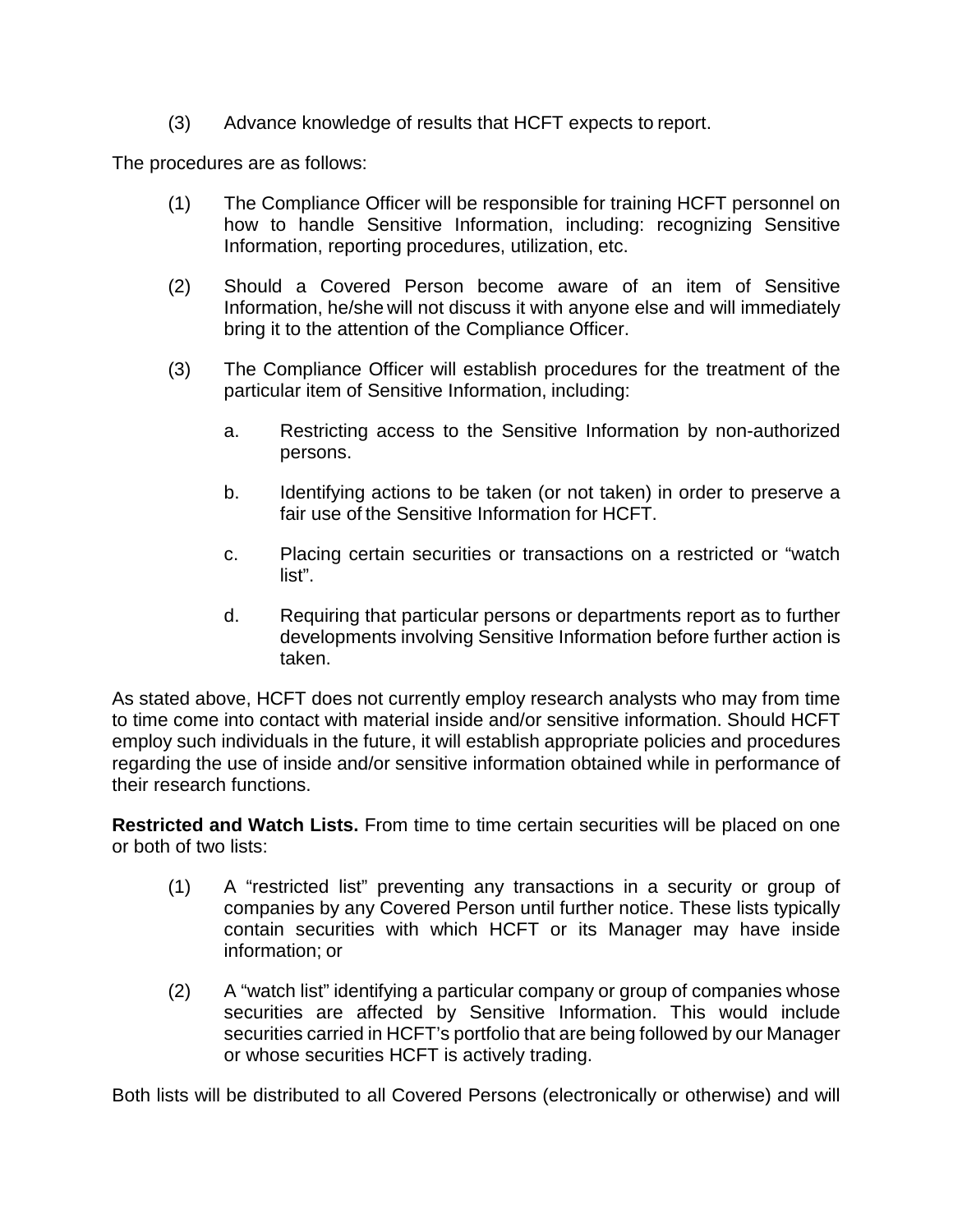(3) Advance knowledge of results that HCFT expects to report.

The procedures are as follows:

(1) The Compliance Officer will be responsible for training HCFT personnel on how to handle Sensitive Information, including: recognizing Sensitive Information, reporting procedures, utilization, etc.

(2) Should a Covered Person become aware of an item of Sensitive Information, he/she will not discuss it with anyone else and will immediately bring it to the attention of the Compliance Officer.

(3) The Compliance Officer will establish procedures for the treatment of the particular item of Sensitive Information, including:

   a. Restricting access to the Sensitive Information by non-authorized persons.

   b. Identifying actions to be taken (or not taken) in order to preserve a fair use of the Sensitive Information for HCFT.

   c. Placing certain securities or transactions on a restricted or "watch list".

   d. Requiring that particular persons or departments report as to further developments involving Sensitive Information before further action is taken.

As stated above, HCFT does not currently employ research analysts who may from time to time come into contact with material inside and/or sensitive information. Should HCFT employ such individuals in the future, it will establish appropriate policies and procedures regarding the use of inside and/or sensitive information obtained while in performance of their research functions.

**Restricted and Watch Lists.** From time to time certain securities will be placed on one or both of two lists:

(1) A "restricted list" preventing any transactions in a security or group of companies by any Covered Person until further notice. These lists typically contain securities with which HCFT or its Manager may have inside information; or

(2) A "watch list" identifying a particular company or group of companies whose securities are affected by Sensitive Information. This would include securities carried in HCFT's portfolio that are being followed by our Manager or whose securities HCFT is actively trading.

Both lists will be distributed to all Covered Persons (electronically or otherwise) and will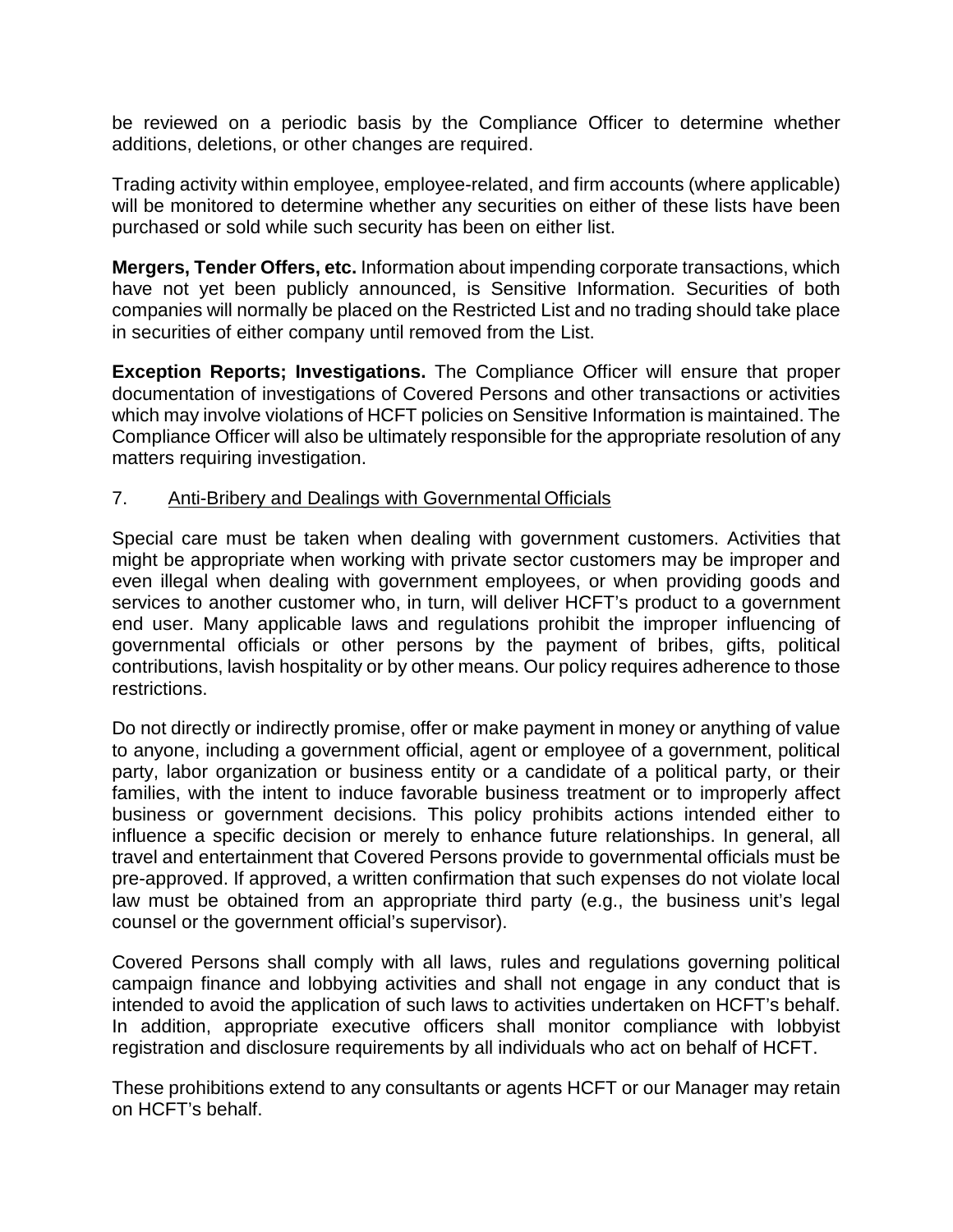be reviewed on a periodic basis by the Compliance Officer to determine whether additions, deletions, or other changes are required.

Trading activity within employee, employee-related, and firm accounts (where applicable) will be monitored to determine whether any securities on either of these lists have been purchased or sold while such security has been on either list.

**Mergers, Tender Offers, etc.** Information about impending corporate transactions, which have not yet been publicly announced, is Sensitive Information. Securities of both companies will normally be placed on the Restricted List and no trading should take place in securities of either company until removed from the List.

**Exception Reports; Investigations.** The Compliance Officer will ensure that proper documentation of investigations of Covered Persons and other transactions or activities which may involve violations of HCFT policies on Sensitive Information is maintained. The Compliance Officer will also be ultimately responsible for the appropriate resolution of any matters requiring investigation.

## 7. Anti-Bribery and Dealings with Governmental Officials

Special care must be taken when dealing with government customers. Activities that might be appropriate when working with private sector customers may be improper and even illegal when dealing with government employees, or when providing goods and services to another customer who, in turn, will deliver HCFT's product to a government end user. Many applicable laws and regulations prohibit the improper influencing of governmental officials or other persons by the payment of bribes, gifts, political contributions, lavish hospitality or by other means. Our policy requires adherence to those restrictions.

Do not directly or indirectly promise, offer or make payment in money or anything of value to anyone, including a government official, agent or employee of a government, political party, labor organization or business entity or a candidate of a political party, or their families, with the intent to induce favorable business treatment or to improperly affect business or government decisions. This policy prohibits actions intended either to influence a specific decision or merely to enhance future relationships. In general, all travel and entertainment that Covered Persons provide to governmental officials must be pre-approved. If approved, a written confirmation that such expenses do not violate local law must be obtained from an appropriate third party (e.g., the business unit's legal counsel or the government official's supervisor).

Covered Persons shall comply with all laws, rules and regulations governing political campaign finance and lobbying activities and shall not engage in any conduct that is intended to avoid the application of such laws to activities undertaken on HCFT's behalf. In addition, appropriate executive officers shall monitor compliance with lobbyist registration and disclosure requirements by all individuals who act on behalf of HCFT.

These prohibitions extend to any consultants or agents HCFT or our Manager may retain on HCFT's behalf.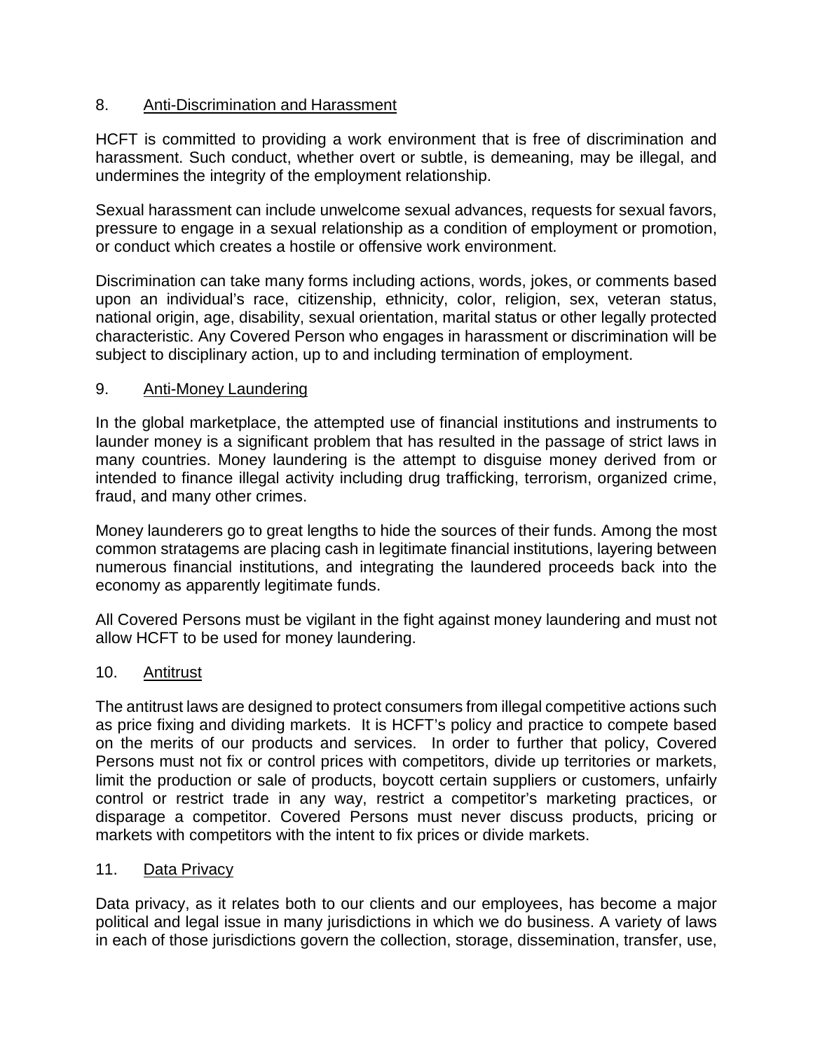## 8. Anti-Discrimination and Harassment

HCFT is committed to providing a work environment that is free of discrimination and harassment. Such conduct, whether overt or subtle, is demeaning, may be illegal, and undermines the integrity of the employment relationship.

Sexual harassment can include unwelcome sexual advances, requests for sexual favors, pressure to engage in a sexual relationship as a condition of employment or promotion, or conduct which creates a hostile or offensive work environment.

Discrimination can take many forms including actions, words, jokes, or comments based upon an individual's race, citizenship, ethnicity, color, religion, sex, veteran status, national origin, age, disability, sexual orientation, marital status or other legally protected characteristic. Any Covered Person who engages in harassment or discrimination will be subject to disciplinary action, up to and including termination of employment.

## 9. Anti-Money Laundering

In the global marketplace, the attempted use of financial institutions and instruments to launder money is a significant problem that has resulted in the passage of strict laws in many countries. Money laundering is the attempt to disguise money derived from or intended to finance illegal activity including drug trafficking, terrorism, organized crime, fraud, and many other crimes.

Money launderers go to great lengths to hide the sources of their funds. Among the most common stratagems are placing cash in legitimate financial institutions, layering between numerous financial institutions, and integrating the laundered proceeds back into the economy as apparently legitimate funds.

All Covered Persons must be vigilant in the fight against money laundering and must not allow HCFT to be used for money laundering.

## 10. Antitrust

The antitrust laws are designed to protect consumers from illegal competitive actions such as price fixing and dividing markets. It is HCFT's policy and practice to compete based on the merits of our products and services. In order to further that policy, Covered Persons must not fix or control prices with competitors, divide up territories or markets, limit the production or sale of products, boycott certain suppliers or customers, unfairly control or restrict trade in any way, restrict a competitor's marketing practices, or disparage a competitor. Covered Persons must never discuss products, pricing or markets with competitors with the intent to fix prices or divide markets.

## 11. Data Privacy

Data privacy, as it relates both to our clients and our employees, has become a major political and legal issue in many jurisdictions in which we do business. A variety of laws in each of those jurisdictions govern the collection, storage, dissemination, transfer, use,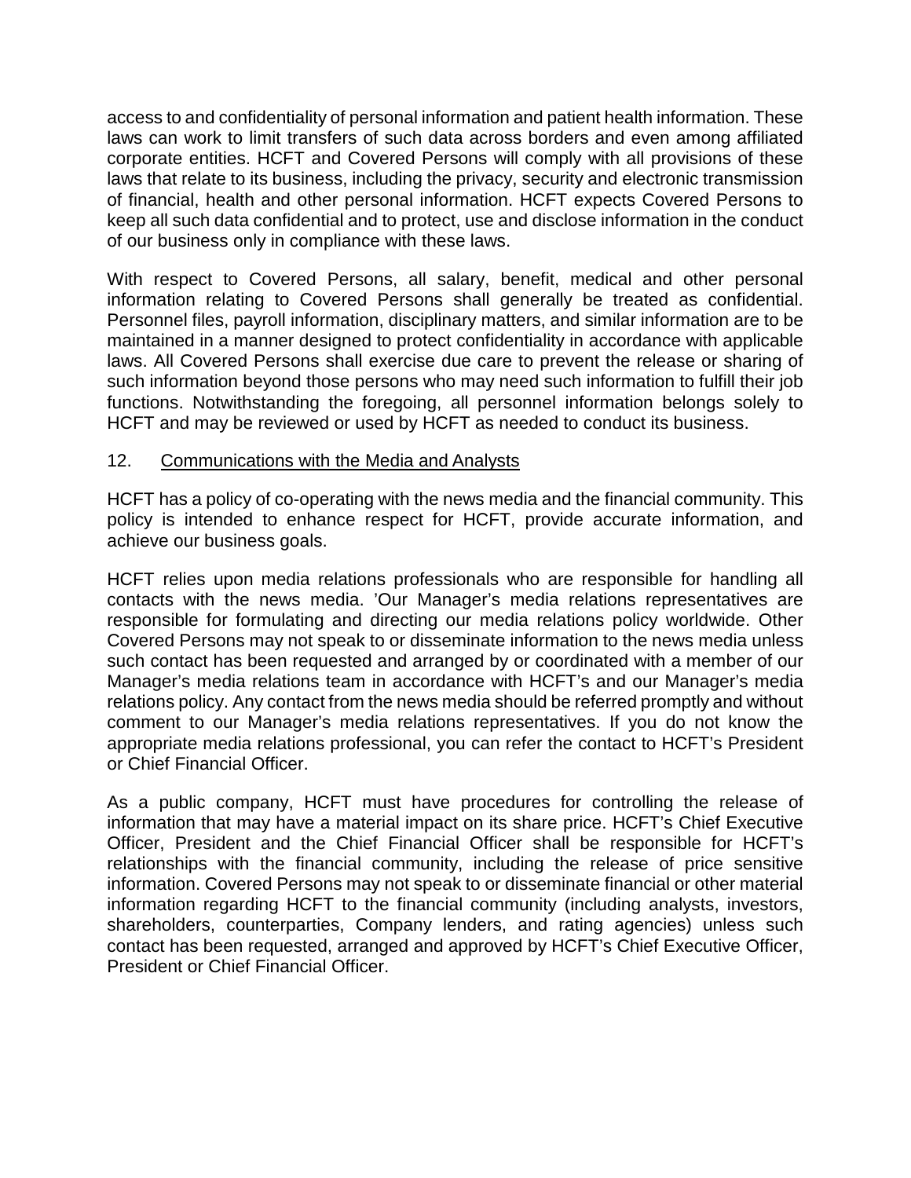access to and confidentiality of personal information and patient health information. These laws can work to limit transfers of such data across borders and even among affiliated corporate entities. HCFT and Covered Persons will comply with all provisions of these laws that relate to its business, including the privacy, security and electronic transmission of financial, health and other personal information. HCFT expects Covered Persons to keep all such data confidential and to protect, use and disclose information in the conduct of our business only in compliance with these laws.

With respect to Covered Persons, all salary, benefit, medical and other personal information relating to Covered Persons shall generally be treated as confidential. Personnel files, payroll information, disciplinary matters, and similar information are to be maintained in a manner designed to protect confidentiality in accordance with applicable laws. All Covered Persons shall exercise due care to prevent the release or sharing of such information beyond those persons who may need such information to fulfill their job functions. Notwithstanding the foregoing, all personnel information belongs solely to HCFT and may be reviewed or used by HCFT as needed to conduct its business.

12. Communications with the Media and Analysts

HCFT has a policy of co-operating with the news media and the financial community. This policy is intended to enhance respect for HCFT, provide accurate information, and achieve our business goals.

HCFT relies upon media relations professionals who are responsible for handling all contacts with the news media. 'Our Manager's media relations representatives are responsible for formulating and directing our media relations policy worldwide. Other Covered Persons may not speak to or disseminate information to the news media unless such contact has been requested and arranged by or coordinated with a member of our Manager's media relations team in accordance with HCFT's and our Manager's media relations policy. Any contact from the news media should be referred promptly and without comment to our Manager's media relations representatives. If you do not know the appropriate media relations professional, you can refer the contact to HCFT's President or Chief Financial Officer.

As a public company, HCFT must have procedures for controlling the release of information that may have a material impact on its share price. HCFT's Chief Executive Officer, President and the Chief Financial Officer shall be responsible for HCFT's relationships with the financial community, including the release of price sensitive information. Covered Persons may not speak to or disseminate financial or other material information regarding HCFT to the financial community (including analysts, investors, shareholders, counterparties, Company lenders, and rating agencies) unless such contact has been requested, arranged and approved by HCFT's Chief Executive Officer, President or Chief Financial Officer.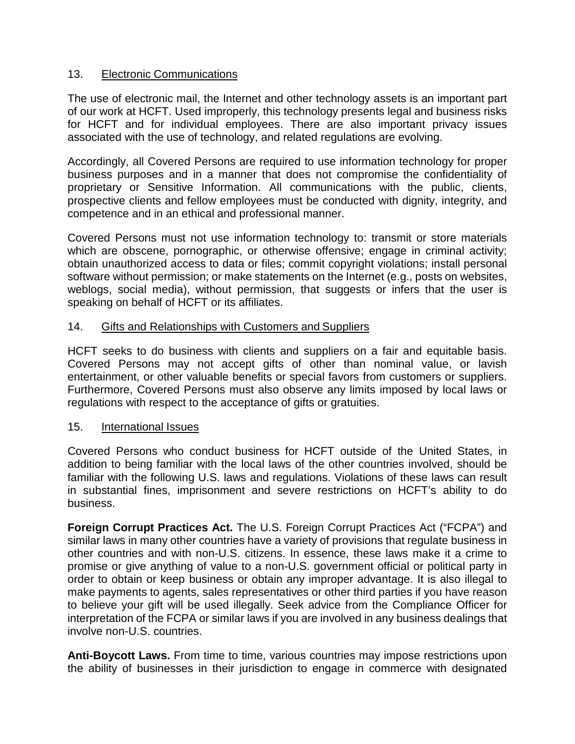## 13. Electronic Communications

The use of electronic mail, the Internet and other technology assets is an important part of our work at HCFT. Used improperly, this technology presents legal and business risks for HCFT and for individual employees. There are also important privacy issues associated with the use of technology, and related regulations are evolving.

Accordingly, all Covered Persons are required to use information technology for proper business purposes and in a manner that does not compromise the confidentiality of proprietary or Sensitive Information. All communications with the public, clients, prospective clients and fellow employees must be conducted with dignity, integrity, and competence and in an ethical and professional manner.

Covered Persons must not use information technology to: transmit or store materials which are obscene, pornographic, or otherwise offensive; engage in criminal activity; obtain unauthorized access to data or files; commit copyright violations; install personal software without permission; or make statements on the Internet (e.g., posts on websites, weblogs, social media), without permission, that suggests or infers that the user is speaking on behalf of HCFT or its affiliates.

## 14. Gifts and Relationships with Customers and Suppliers

HCFT seeks to do business with clients and suppliers on a fair and equitable basis. Covered Persons may not accept gifts of other than nominal value, or lavish entertainment, or other valuable benefits or special favors from customers or suppliers. Furthermore, Covered Persons must also observe any limits imposed by local laws or regulations with respect to the acceptance of gifts or gratuities.

## 15. International Issues

Covered Persons who conduct business for HCFT outside of the United States, in addition to being familiar with the local laws of the other countries involved, should be familiar with the following U.S. laws and regulations. Violations of these laws can result in substantial fines, imprisonment and severe restrictions on HCFT's ability to do business.

**Foreign Corrupt Practices Act.** The U.S. Foreign Corrupt Practices Act ("FCPA") and similar laws in many other countries have a variety of provisions that regulate business in other countries and with non-U.S. citizens. In essence, these laws make it a crime to promise or give anything of value to a non-U.S. government official or political party in order to obtain or keep business or obtain any improper advantage. It is also illegal to make payments to agents, sales representatives or other third parties if you have reason to believe your gift will be used illegally. Seek advice from the Compliance Officer for interpretation of the FCPA or similar laws if you are involved in any business dealings that involve non-U.S. countries.

**Anti-Boycott Laws.** From time to time, various countries may impose restrictions upon the ability of businesses in their jurisdiction to engage in commerce with designated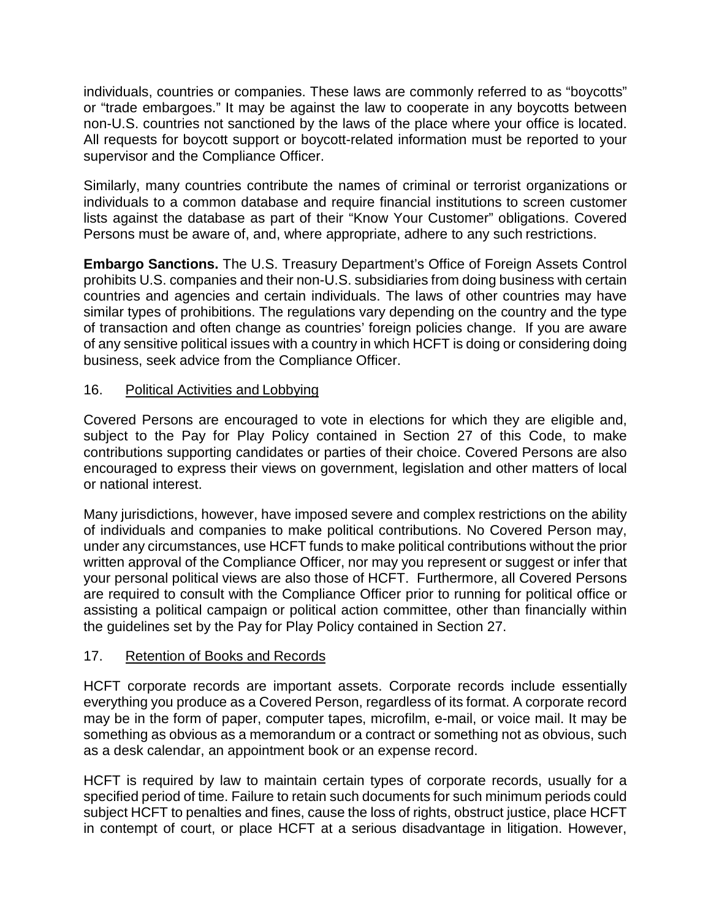individuals, countries or companies. These laws are commonly referred to as "boycotts" or "trade embargoes." It may be against the law to cooperate in any boycotts between non-U.S. countries not sanctioned by the laws of the place where your office is located. All requests for boycott support or boycott-related information must be reported to your supervisor and the Compliance Officer.

Similarly, many countries contribute the names of criminal or terrorist organizations or individuals to a common database and require financial institutions to screen customer lists against the database as part of their "Know Your Customer" obligations. Covered Persons must be aware of, and, where appropriate, adhere to any such restrictions.

**Embargo Sanctions.** The U.S. Treasury Department's Office of Foreign Assets Control prohibits U.S. companies and their non-U.S. subsidiaries from doing business with certain countries and agencies and certain individuals. The laws of other countries may have similar types of prohibitions. The regulations vary depending on the country and the type of transaction and often change as countries' foreign policies change. If you are aware of any sensitive political issues with a country in which HCFT is doing or considering doing business, seek advice from the Compliance Officer.

## 16. Political Activities and Lobbying

Covered Persons are encouraged to vote in elections for which they are eligible and, subject to the Pay for Play Policy contained in Section 27 of this Code, to make contributions supporting candidates or parties of their choice. Covered Persons are also encouraged to express their views on government, legislation and other matters of local or national interest.

Many jurisdictions, however, have imposed severe and complex restrictions on the ability of individuals and companies to make political contributions. No Covered Person may, under any circumstances, use HCFT funds to make political contributions without the prior written approval of the Compliance Officer, nor may you represent or suggest or infer that your personal political views are also those of HCFT. Furthermore, all Covered Persons are required to consult with the Compliance Officer prior to running for political office or assisting a political campaign or political action committee, other than financially within the guidelines set by the Pay for Play Policy contained in Section 27.

## 17. Retention of Books and Records

HCFT corporate records are important assets. Corporate records include essentially everything you produce as a Covered Person, regardless of its format. A corporate record may be in the form of paper, computer tapes, microfilm, e-mail, or voice mail. It may be something as obvious as a memorandum or a contract or something not as obvious, such as a desk calendar, an appointment book or an expense record.

HCFT is required by law to maintain certain types of corporate records, usually for a specified period of time. Failure to retain such documents for such minimum periods could subject HCFT to penalties and fines, cause the loss of rights, obstruct justice, place HCFT in contempt of court, or place HCFT at a serious disadvantage in litigation. However,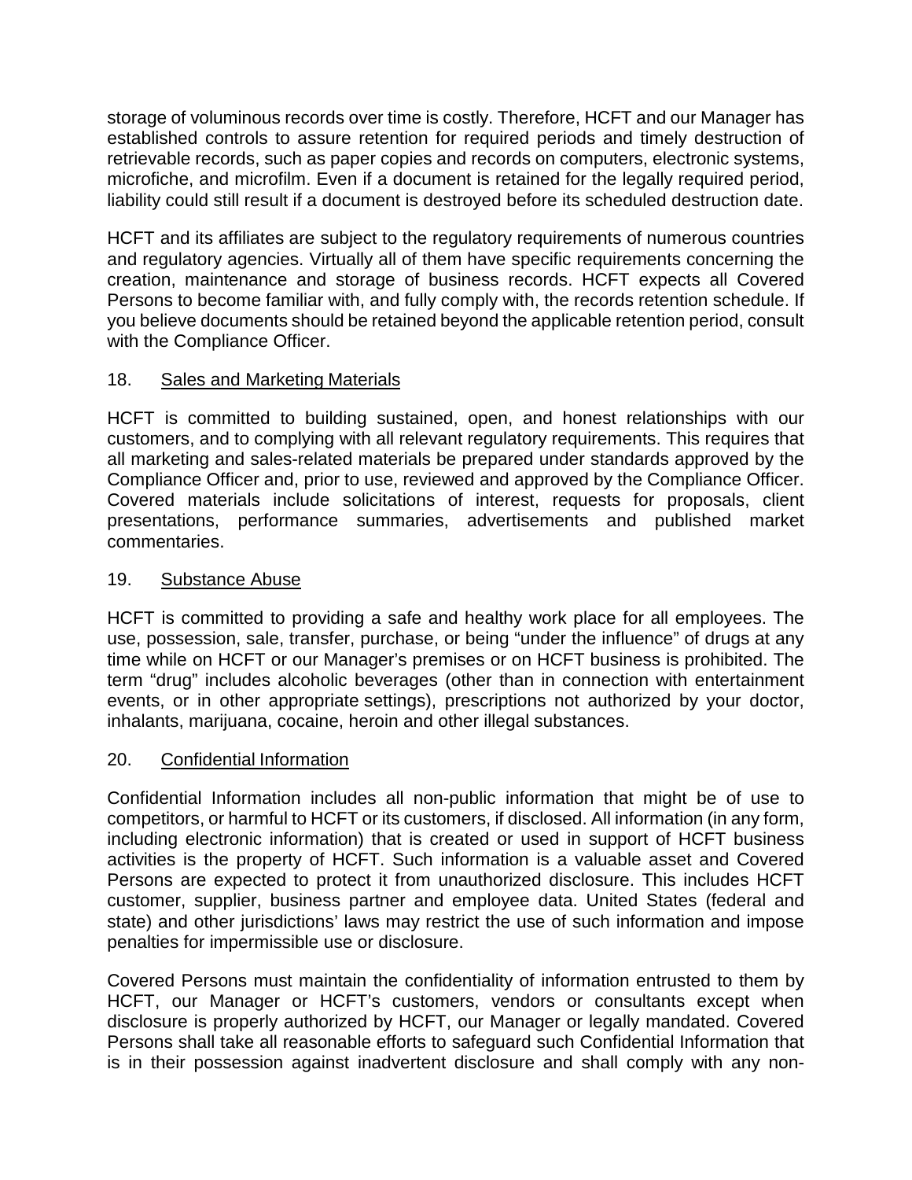storage of voluminous records over time is costly. Therefore, HCFT and our Manager has established controls to assure retention for required periods and timely destruction of retrievable records, such as paper copies and records on computers, electronic systems, microfiche, and microfilm. Even if a document is retained for the legally required period, liability could still result if a document is destroyed before its scheduled destruction date.

HCFT and its affiliates are subject to the regulatory requirements of numerous countries and regulatory agencies. Virtually all of them have specific requirements concerning the creation, maintenance and storage of business records. HCFT expects all Covered Persons to become familiar with, and fully comply with, the records retention schedule. If you believe documents should be retained beyond the applicable retention period, consult with the Compliance Officer.

## 18. Sales and Marketing Materials

HCFT is committed to building sustained, open, and honest relationships with our customers, and to complying with all relevant regulatory requirements. This requires that all marketing and sales-related materials be prepared under standards approved by the Compliance Officer and, prior to use, reviewed and approved by the Compliance Officer. Covered materials include solicitations of interest, requests for proposals, client presentations, performance summaries, advertisements and published market commentaries.

## 19. Substance Abuse

HCFT is committed to providing a safe and healthy work place for all employees. The use, possession, sale, transfer, purchase, or being "under the influence" of drugs at any time while on HCFT or our Manager's premises or on HCFT business is prohibited. The term "drug" includes alcoholic beverages (other than in connection with entertainment events, or in other appropriate settings), prescriptions not authorized by your doctor, inhalants, marijuana, cocaine, heroin and other illegal substances.

## 20. Confidential Information

Confidential Information includes all non-public information that might be of use to competitors, or harmful to HCFT or its customers, if disclosed. All information (in any form, including electronic information) that is created or used in support of HCFT business activities is the property of HCFT. Such information is a valuable asset and Covered Persons are expected to protect it from unauthorized disclosure. This includes HCFT customer, supplier, business partner and employee data. United States (federal and state) and other jurisdictions' laws may restrict the use of such information and impose penalties for impermissible use or disclosure.

Covered Persons must maintain the confidentiality of information entrusted to them by HCFT, our Manager or HCFT's customers, vendors or consultants except when disclosure is properly authorized by HCFT, our Manager or legally mandated. Covered Persons shall take all reasonable efforts to safeguard such Confidential Information that is in their possession against inadvertent disclosure and shall comply with any non-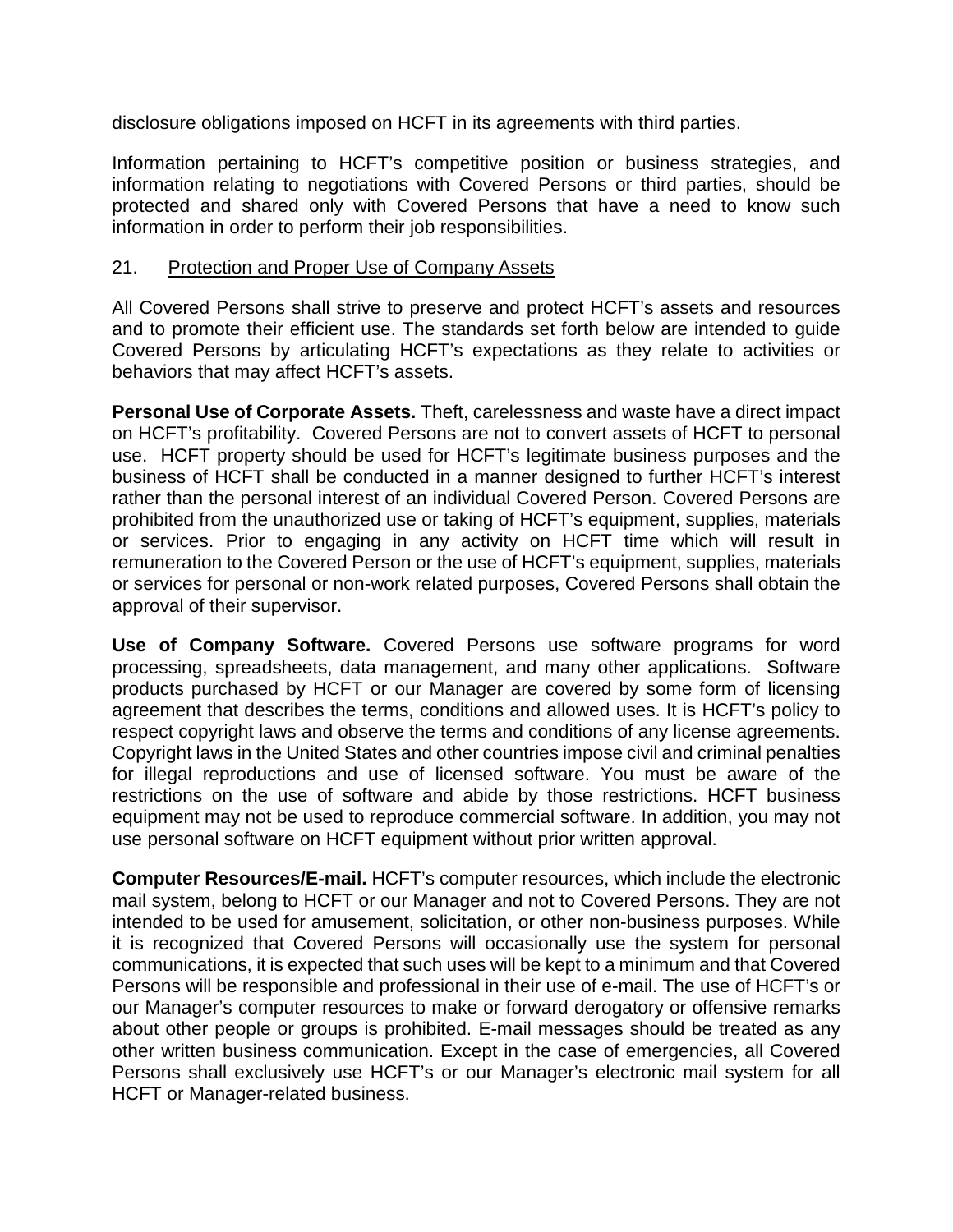disclosure obligations imposed on HCFT in its agreements with third parties.

Information pertaining to HCFT's competitive position or business strategies, and information relating to negotiations with Covered Persons or third parties, should be protected and shared only with Covered Persons that have a need to know such information in order to perform their job responsibilities.

## 21. Protection and Proper Use of Company Assets

All Covered Persons shall strive to preserve and protect HCFT's assets and resources and to promote their efficient use. The standards set forth below are intended to guide Covered Persons by articulating HCFT's expectations as they relate to activities or behaviors that may affect HCFT's assets.

**Personal Use of Corporate Assets.** Theft, carelessness and waste have a direct impact on HCFT's profitability. Covered Persons are not to convert assets of HCFT to personal use. HCFT property should be used for HCFT's legitimate business purposes and the business of HCFT shall be conducted in a manner designed to further HCFT's interest rather than the personal interest of an individual Covered Person. Covered Persons are prohibited from the unauthorized use or taking of HCFT's equipment, supplies, materials or services. Prior to engaging in any activity on HCFT time which will result in remuneration to the Covered Person or the use of HCFT's equipment, supplies, materials or services for personal or non-work related purposes, Covered Persons shall obtain the approval of their supervisor.

**Use of Company Software.** Covered Persons use software programs for word processing, spreadsheets, data management, and many other applications. Software products purchased by HCFT or our Manager are covered by some form of licensing agreement that describes the terms, conditions and allowed uses. It is HCFT's policy to respect copyright laws and observe the terms and conditions of any license agreements. Copyright laws in the United States and other countries impose civil and criminal penalties for illegal reproductions and use of licensed software. You must be aware of the restrictions on the use of software and abide by those restrictions. HCFT business equipment may not be used to reproduce commercial software. In addition, you may not use personal software on HCFT equipment without prior written approval.

**Computer Resources/E-mail.** HCFT's computer resources, which include the electronic mail system, belong to HCFT or our Manager and not to Covered Persons. They are not intended to be used for amusement, solicitation, or other non-business purposes. While it is recognized that Covered Persons will occasionally use the system for personal communications, it is expected that such uses will be kept to a minimum and that Covered Persons will be responsible and professional in their use of e-mail. The use of HCFT's or our Manager's computer resources to make or forward derogatory or offensive remarks about other people or groups is prohibited. E-mail messages should be treated as any other written business communication. Except in the case of emergencies, all Covered Persons shall exclusively use HCFT's or our Manager's electronic mail system for all HCFT or Manager-related business.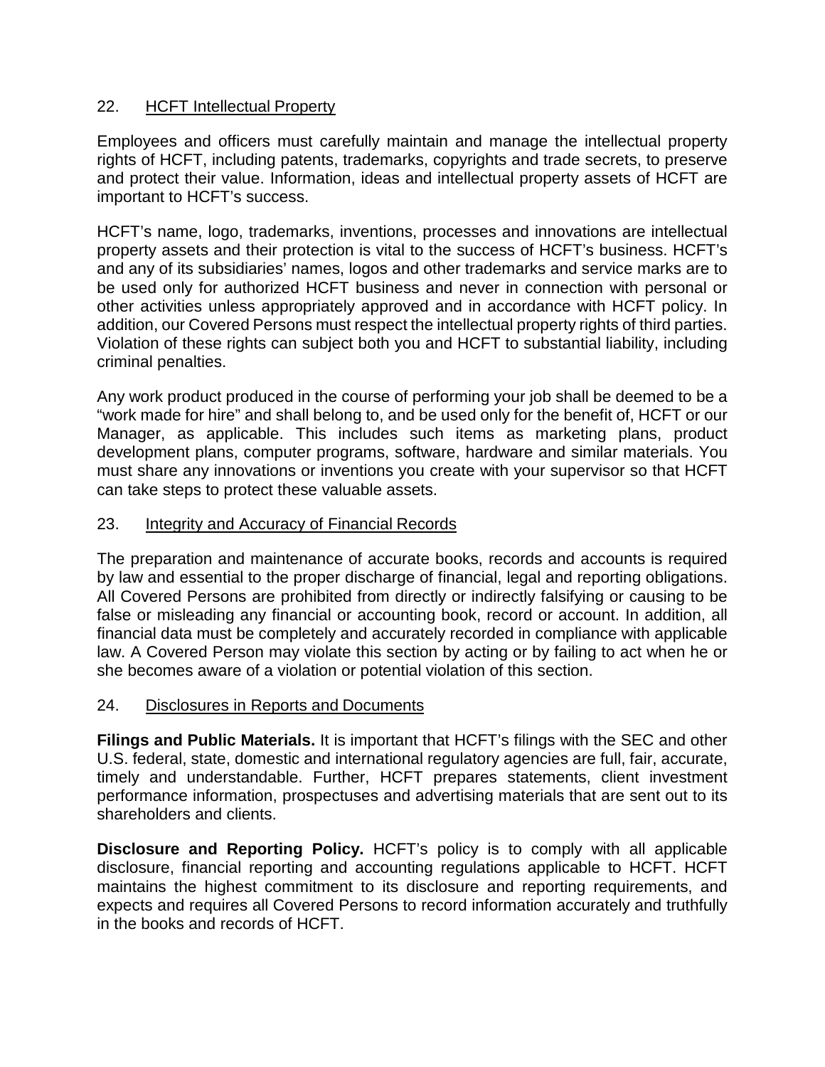## 22. HCFT Intellectual Property

Employees and officers must carefully maintain and manage the intellectual property rights of HCFT, including patents, trademarks, copyrights and trade secrets, to preserve and protect their value. Information, ideas and intellectual property assets of HCFT are important to HCFT's success.

HCFT's name, logo, trademarks, inventions, processes and innovations are intellectual property assets and their protection is vital to the success of HCFT's business. HCFT's and any of its subsidiaries' names, logos and other trademarks and service marks are to be used only for authorized HCFT business and never in connection with personal or other activities unless appropriately approved and in accordance with HCFT policy. In addition, our Covered Persons must respect the intellectual property rights of third parties. Violation of these rights can subject both you and HCFT to substantial liability, including criminal penalties.

Any work product produced in the course of performing your job shall be deemed to be a "work made for hire" and shall belong to, and be used only for the benefit of, HCFT or our Manager, as applicable. This includes such items as marketing plans, product development plans, computer programs, software, hardware and similar materials. You must share any innovations or inventions you create with your supervisor so that HCFT can take steps to protect these valuable assets.

## 23. Integrity and Accuracy of Financial Records

The preparation and maintenance of accurate books, records and accounts is required by law and essential to the proper discharge of financial, legal and reporting obligations. All Covered Persons are prohibited from directly or indirectly falsifying or causing to be false or misleading any financial or accounting book, record or account. In addition, all financial data must be completely and accurately recorded in compliance with applicable law. A Covered Person may violate this section by acting or by failing to act when he or she becomes aware of a violation or potential violation of this section.

## 24. Disclosures in Reports and Documents

**Filings and Public Materials.** It is important that HCFT's filings with the SEC and other U.S. federal, state, domestic and international regulatory agencies are full, fair, accurate, timely and understandable. Further, HCFT prepares statements, client investment performance information, prospectuses and advertising materials that are sent out to its shareholders and clients.

**Disclosure and Reporting Policy.** HCFT's policy is to comply with all applicable disclosure, financial reporting and accounting regulations applicable to HCFT. HCFT maintains the highest commitment to its disclosure and reporting requirements, and expects and requires all Covered Persons to record information accurately and truthfully in the books and records of HCFT.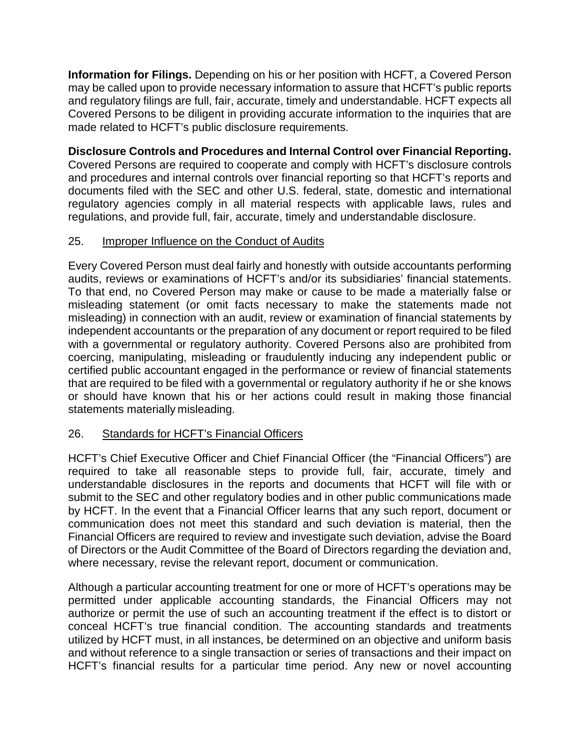**Information for Filings.** Depending on his or her position with HCFT, a Covered Person may be called upon to provide necessary information to assure that HCFT's public reports and regulatory filings are full, fair, accurate, timely and understandable. HCFT expects all Covered Persons to be diligent in providing accurate information to the inquiries that are made related to HCFT's public disclosure requirements.

**Disclosure Controls and Procedures and Internal Control over Financial Reporting.** Covered Persons are required to cooperate and comply with HCFT's disclosure controls and procedures and internal controls over financial reporting so that HCFT's reports and documents filed with the SEC and other U.S. federal, state, domestic and international regulatory agencies comply in all material respects with applicable laws, rules and regulations, and provide full, fair, accurate, timely and understandable disclosure.

## 25. Improper Influence on the Conduct of Audits

Every Covered Person must deal fairly and honestly with outside accountants performing audits, reviews or examinations of HCFT's and/or its subsidiaries' financial statements. To that end, no Covered Person may make or cause to be made a materially false or misleading statement (or omit facts necessary to make the statements made not misleading) in connection with an audit, review or examination of financial statements by independent accountants or the preparation of any document or report required to be filed with a governmental or regulatory authority. Covered Persons also are prohibited from coercing, manipulating, misleading or fraudulently inducing any independent public or certified public accountant engaged in the performance or review of financial statements that are required to be filed with a governmental or regulatory authority if he or she knows or should have known that his or her actions could result in making those financial statements materially misleading.

## 26. Standards for HCFT's Financial Officers

HCFT's Chief Executive Officer and Chief Financial Officer (the "Financial Officers") are required to take all reasonable steps to provide full, fair, accurate, timely and understandable disclosures in the reports and documents that HCFT will file with or submit to the SEC and other regulatory bodies and in other public communications made by HCFT. In the event that a Financial Officer learns that any such report, document or communication does not meet this standard and such deviation is material, then the Financial Officers are required to review and investigate such deviation, advise the Board of Directors or the Audit Committee of the Board of Directors regarding the deviation and, where necessary, revise the relevant report, document or communication.

Although a particular accounting treatment for one or more of HCFT's operations may be permitted under applicable accounting standards, the Financial Officers may not authorize or permit the use of such an accounting treatment if the effect is to distort or conceal HCFT's true financial condition. The accounting standards and treatments utilized by HCFT must, in all instances, be determined on an objective and uniform basis and without reference to a single transaction or series of transactions and their impact on HCFT's financial results for a particular time period. Any new or novel accounting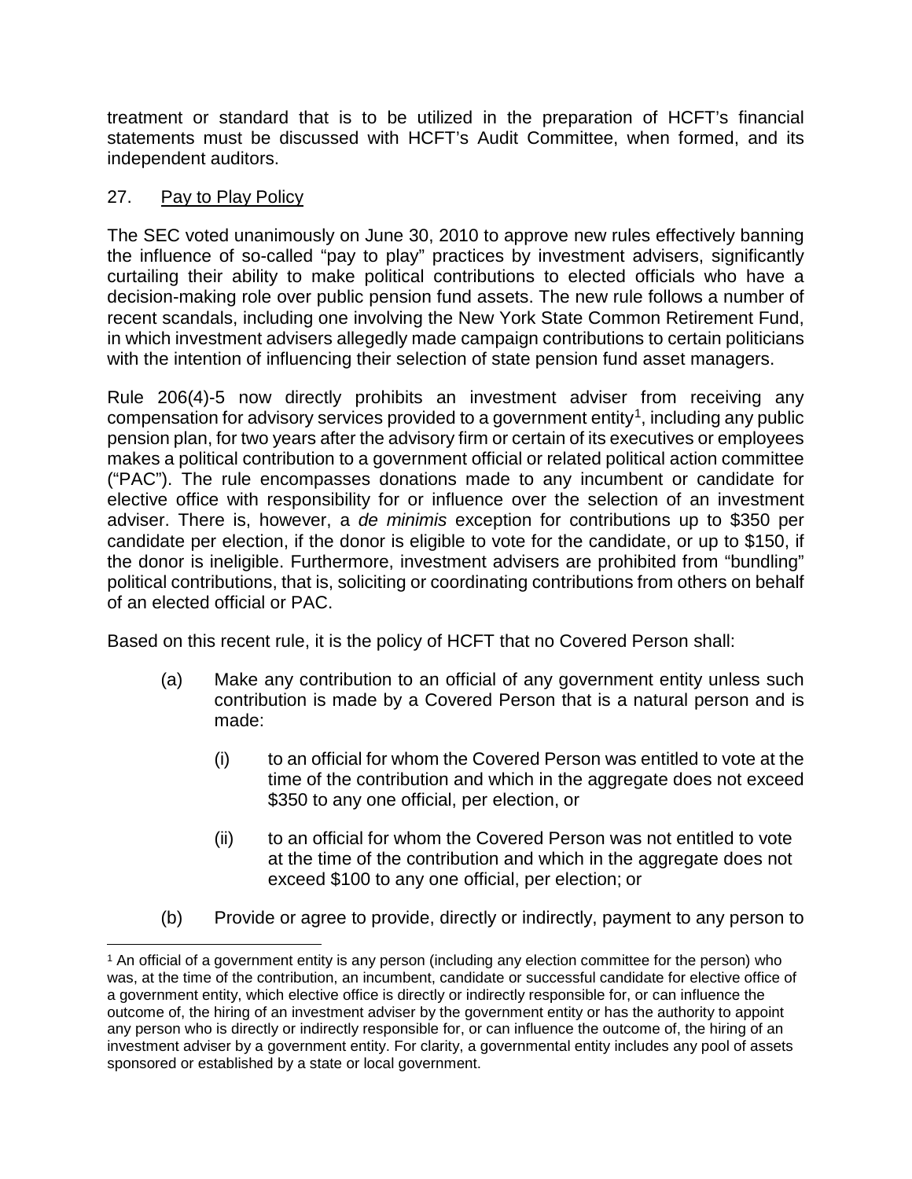treatment or standard that is to be utilized in the preparation of HCFT's financial statements must be discussed with HCFT's Audit Committee, when formed, and its independent auditors.

## 27. Pay to Play Policy

The SEC voted unanimously on June 30, 2010 to approve new rules effectively banning the influence of so-called "pay to play" practices by investment advisers, significantly curtailing their ability to make political contributions to elected officials who have a decision-making role over public pension fund assets. The new rule follows a number of recent scandals, including one involving the New York State Common Retirement Fund, in which investment advisers allegedly made campaign contributions to certain politicians with the intention of influencing their selection of state pension fund asset managers.

Rule 206(4)-5 now directly prohibits an investment adviser from receiving any compensation for advisory services provided to a government entity[1], including any public pension plan, for two years after the advisory firm or certain of its executives or employees makes a political contribution to a government official or related political action committee ("PAC"). The rule encompasses donations made to any incumbent or candidate for elective office with responsibility for or influence over the selection of an investment adviser. There is, however, a *de minimis* exception for contributions up to $350 per candidate per election, if the donor is eligible to vote for the candidate, or up to $150, if the donor is ineligible. Furthermore, investment advisers are prohibited from "bundling" political contributions, that is, soliciting or coordinating contributions from others on behalf of an elected official or PAC.

Based on this recent rule, it is the policy of HCFT that no Covered Person shall:

(a) Make any contribution to an official of any government entity unless such contribution is made by a Covered Person that is a natural person and is made:

    (i) to an official for whom the Covered Person was entitled to vote at the time of the contribution and which in the aggregate does not exceed $350 to any one official, per election, or

    (ii) to an official for whom the Covered Person was not entitled to vote at the time of the contribution and which in the aggregate does not exceed $100 to any one official, per election; or

(b) Provide or agree to provide, directly or indirectly, payment to any person to

---

[1] An official of a government entity is any person (including any election committee for the person) who was, at the time of the contribution, an incumbent, candidate or successful candidate for elective office of a government entity, which elective office is directly or indirectly responsible for, or can influence the outcome of, the hiring of an investment adviser by the government entity or has the authority to appoint any person who is directly or indirectly responsible for, or can influence the outcome of, the hiring of an investment adviser by a government entity. For clarity, a governmental entity includes any pool of assets sponsored or established by a state or local government.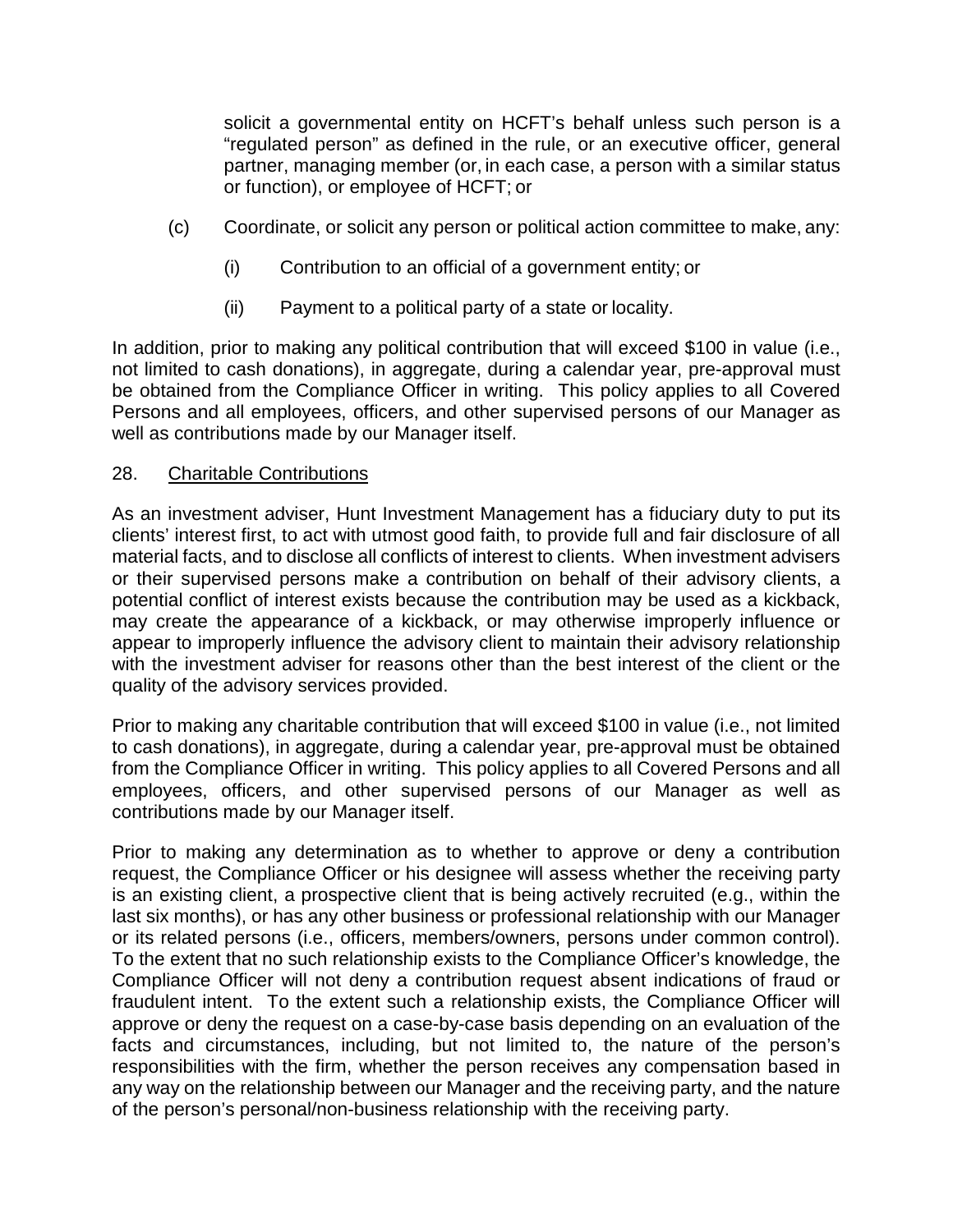solicit a governmental entity on HCFT's behalf unless such person is a "regulated person" as defined in the rule, or an executive officer, general partner, managing member (or, in each case, a person with a similar status or function), or employee of HCFT; or

(c) Coordinate, or solicit any person or political action committee to make, any:

(i) Contribution to an official of a government entity; or

(ii) Payment to a political party of a state or locality.

In addition, prior to making any political contribution that will exceed $100 in value (i.e., not limited to cash donations), in aggregate, during a calendar year, pre-approval must be obtained from the Compliance Officer in writing. This policy applies to all Covered Persons and all employees, officers, and other supervised persons of our Manager as well as contributions made by our Manager itself.

28. Charitable Contributions

As an investment adviser, Hunt Investment Management has a fiduciary duty to put its clients' interest first, to act with utmost good faith, to provide full and fair disclosure of all material facts, and to disclose all conflicts of interest to clients. When investment advisers or their supervised persons make a contribution on behalf of their advisory clients, a potential conflict of interest exists because the contribution may be used as a kickback, may create the appearance of a kickback, or may otherwise improperly influence or appear to improperly influence the advisory client to maintain their advisory relationship with the investment adviser for reasons other than the best interest of the client or the quality of the advisory services provided.

Prior to making any charitable contribution that will exceed $100 in value (i.e., not limited to cash donations), in aggregate, during a calendar year, pre-approval must be obtained from the Compliance Officer in writing. This policy applies to all Covered Persons and all employees, officers, and other supervised persons of our Manager as well as contributions made by our Manager itself.

Prior to making any determination as to whether to approve or deny a contribution request, the Compliance Officer or his designee will assess whether the receiving party is an existing client, a prospective client that is being actively recruited (e.g., within the last six months), or has any other business or professional relationship with our Manager or its related persons (i.e., officers, members/owners, persons under common control). To the extent that no such relationship exists to the Compliance Officer's knowledge, the Compliance Officer will not deny a contribution request absent indications of fraud or fraudulent intent. To the extent such a relationship exists, the Compliance Officer will approve or deny the request on a case-by-case basis depending on an evaluation of the facts and circumstances, including, but not limited to, the nature of the person's responsibilities with the firm, whether the person receives any compensation based in any way on the relationship between our Manager and the receiving party, and the nature of the person's personal/non-business relationship with the receiving party.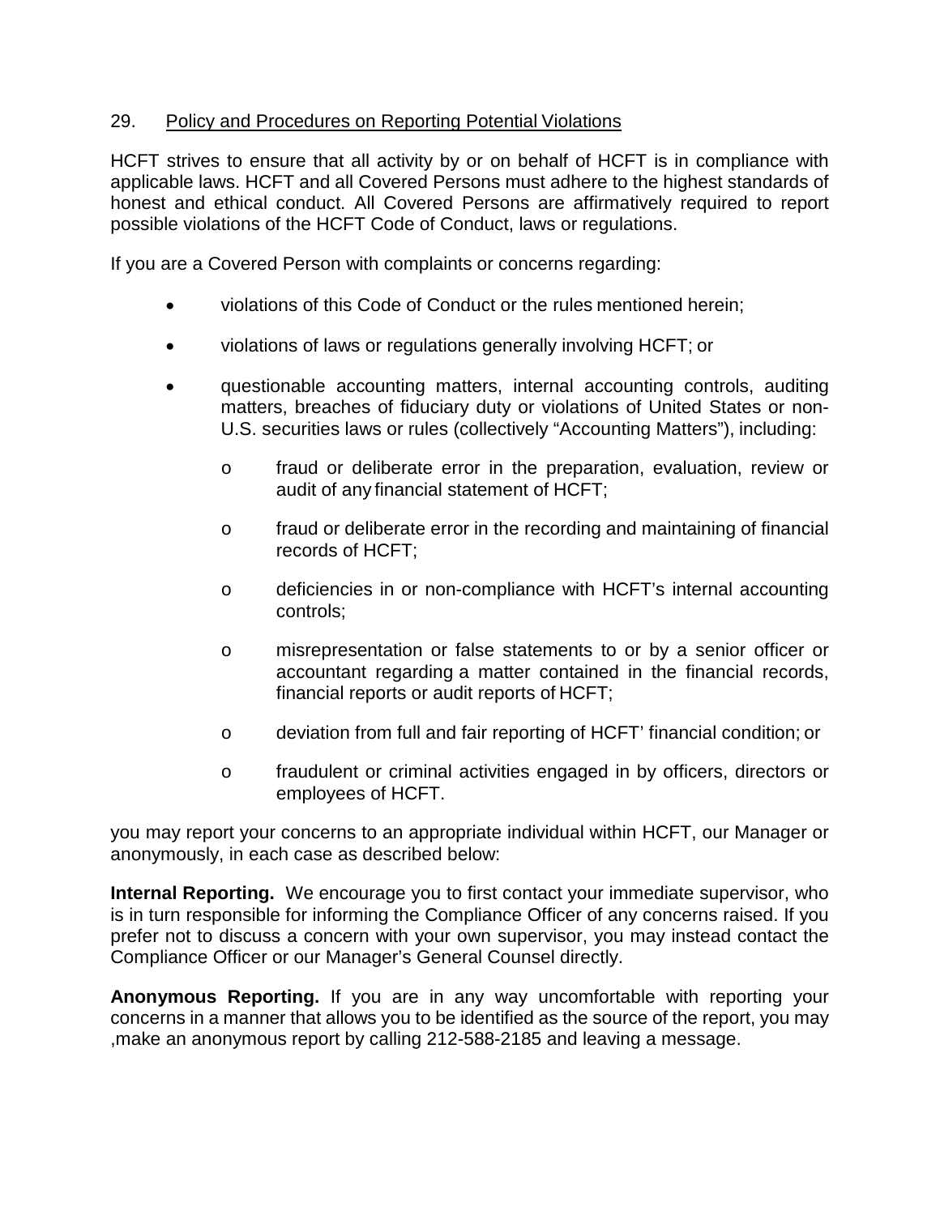## 29. Policy and Procedures on Reporting Potential Violations

HCFT strives to ensure that all activity by or on behalf of HCFT is in compliance with applicable laws. HCFT and all Covered Persons must adhere to the highest standards of honest and ethical conduct. All Covered Persons are affirmatively required to report possible violations of the HCFT Code of Conduct, laws or regulations.

If you are a Covered Person with complaints or concerns regarding:

- violations of this Code of Conduct or the rules mentioned herein;
- violations of laws or regulations generally involving HCFT; or
- questionable accounting matters, internal accounting controls, auditing matters, breaches of fiduciary duty or violations of United States or non-U.S. securities laws or rules (collectively "Accounting Matters"), including:
  - fraud or deliberate error in the preparation, evaluation, review or audit of any financial statement of HCFT;
  - fraud or deliberate error in the recording and maintaining of financial records of HCFT;
  - deficiencies in or non-compliance with HCFT's internal accounting controls;
  - misrepresentation or false statements to or by a senior officer or accountant regarding a matter contained in the financial records, financial reports or audit reports of HCFT;
  - deviation from full and fair reporting of HCFT' financial condition; or
  - fraudulent or criminal activities engaged in by officers, directors or employees of HCFT.

you may report your concerns to an appropriate individual within HCFT, our Manager or anonymously, in each case as described below:

**Internal Reporting.** We encourage you to first contact your immediate supervisor, who is in turn responsible for informing the Compliance Officer of any concerns raised. If you prefer not to discuss a concern with your own supervisor, you may instead contact the Compliance Officer or our Manager's General Counsel directly.

**Anonymous Reporting.** If you are in any way uncomfortable with reporting your concerns in a manner that allows you to be identified as the source of the report, you may ,make an anonymous report by calling 212-588-2185 and leaving a message.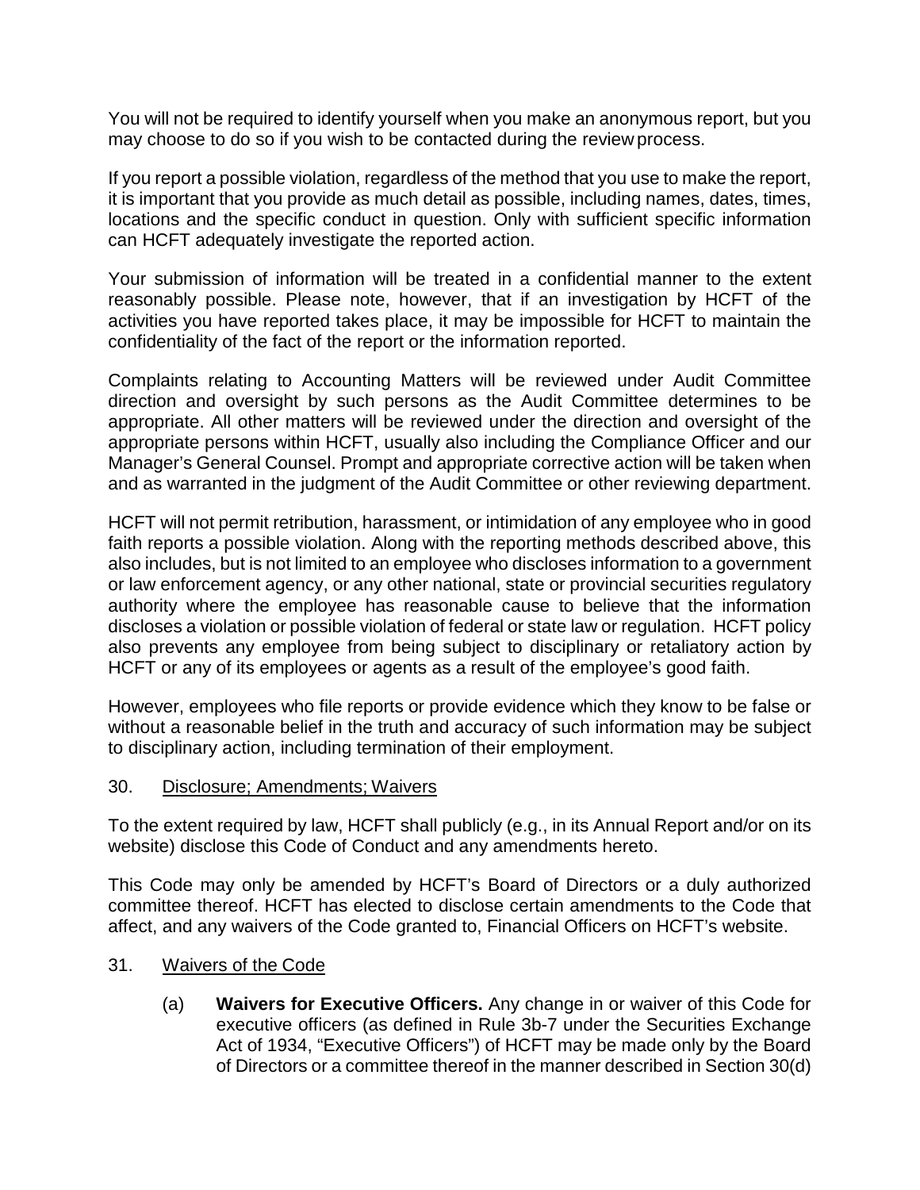You will not be required to identify yourself when you make an anonymous report, but you may choose to do so if you wish to be contacted during the review process.

If you report a possible violation, regardless of the method that you use to make the report, it is important that you provide as much detail as possible, including names, dates, times, locations and the specific conduct in question. Only with sufficient specific information can HCFT adequately investigate the reported action.

Your submission of information will be treated in a confidential manner to the extent reasonably possible. Please note, however, that if an investigation by HCFT of the activities you have reported takes place, it may be impossible for HCFT to maintain the confidentiality of the fact of the report or the information reported.

Complaints relating to Accounting Matters will be reviewed under Audit Committee direction and oversight by such persons as the Audit Committee determines to be appropriate. All other matters will be reviewed under the direction and oversight of the appropriate persons within HCFT, usually also including the Compliance Officer and our Manager's General Counsel. Prompt and appropriate corrective action will be taken when and as warranted in the judgment of the Audit Committee or other reviewing department.

HCFT will not permit retribution, harassment, or intimidation of any employee who in good faith reports a possible violation. Along with the reporting methods described above, this also includes, but is not limited to an employee who discloses information to a government or law enforcement agency, or any other national, state or provincial securities regulatory authority where the employee has reasonable cause to believe that the information discloses a violation or possible violation of federal or state law or regulation. HCFT policy also prevents any employee from being subject to disciplinary or retaliatory action by HCFT or any of its employees or agents as a result of the employee's good faith.

However, employees who file reports or provide evidence which they know to be false or without a reasonable belief in the truth and accuracy of such information may be subject to disciplinary action, including termination of their employment.

## 30. Disclosure; Amendments; Waivers

To the extent required by law, HCFT shall publicly (e.g., in its Annual Report and/or on its website) disclose this Code of Conduct and any amendments hereto.

This Code may only be amended by HCFT's Board of Directors or a duly authorized committee thereof. HCFT has elected to disclose certain amendments to the Code that affect, and any waivers of the Code granted to, Financial Officers on HCFT's website.

## 31. Waivers of the Code

(a) **Waivers for Executive Officers.** Any change in or waiver of this Code for executive officers (as defined in Rule 3b-7 under the Securities Exchange Act of 1934, "Executive Officers") of HCFT may be made only by the Board of Directors or a committee thereof in the manner described in Section 30(d)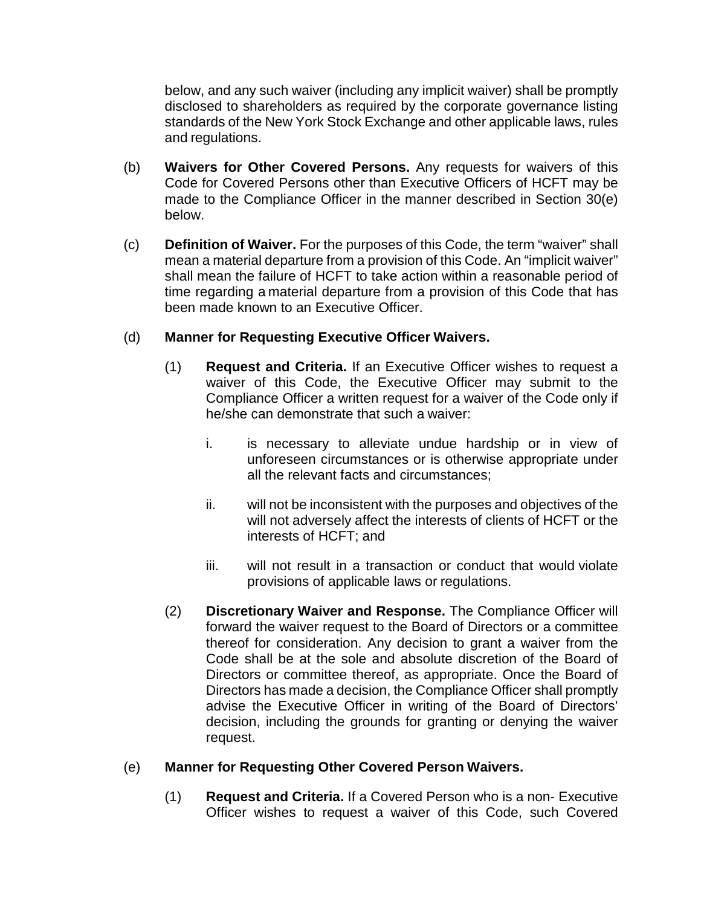below, and any such waiver (including any implicit waiver) shall be promptly disclosed to shareholders as required by the corporate governance listing standards of the New York Stock Exchange and other applicable laws, rules and regulations.

(b) **Waivers for Other Covered Persons.** Any requests for waivers of this Code for Covered Persons other than Executive Officers of HCFT may be made to the Compliance Officer in the manner described in Section 30(e) below.

(c) **Definition of Waiver.** For the purposes of this Code, the term "waiver" shall mean a material departure from a provision of this Code. An "implicit waiver" shall mean the failure of HCFT to take action within a reasonable period of time regarding a material departure from a provision of this Code that has been made known to an Executive Officer.

(d) **Manner for Requesting Executive Officer Waivers.**

(1) **Request and Criteria.** If an Executive Officer wishes to request a waiver of this Code, the Executive Officer may submit to the Compliance Officer a written request for a waiver of the Code only if he/she can demonstrate that such a waiver:

i. is necessary to alleviate undue hardship or in view of unforeseen circumstances or is otherwise appropriate under all the relevant facts and circumstances;

ii. will not be inconsistent with the purposes and objectives of the will not adversely affect the interests of clients of HCFT or the interests of HCFT; and

iii. will not result in a transaction or conduct that would violate provisions of applicable laws or regulations.

(2) **Discretionary Waiver and Response.** The Compliance Officer will forward the waiver request to the Board of Directors or a committee thereof for consideration. Any decision to grant a waiver from the Code shall be at the sole and absolute discretion of the Board of Directors or committee thereof, as appropriate. Once the Board of Directors has made a decision, the Compliance Officer shall promptly advise the Executive Officer in writing of the Board of Directors' decision, including the grounds for granting or denying the waiver request.

(e) **Manner for Requesting Other Covered Person Waivers.**

(1) **Request and Criteria.** If a Covered Person who is a non- Executive Officer wishes to request a waiver of this Code, such Covered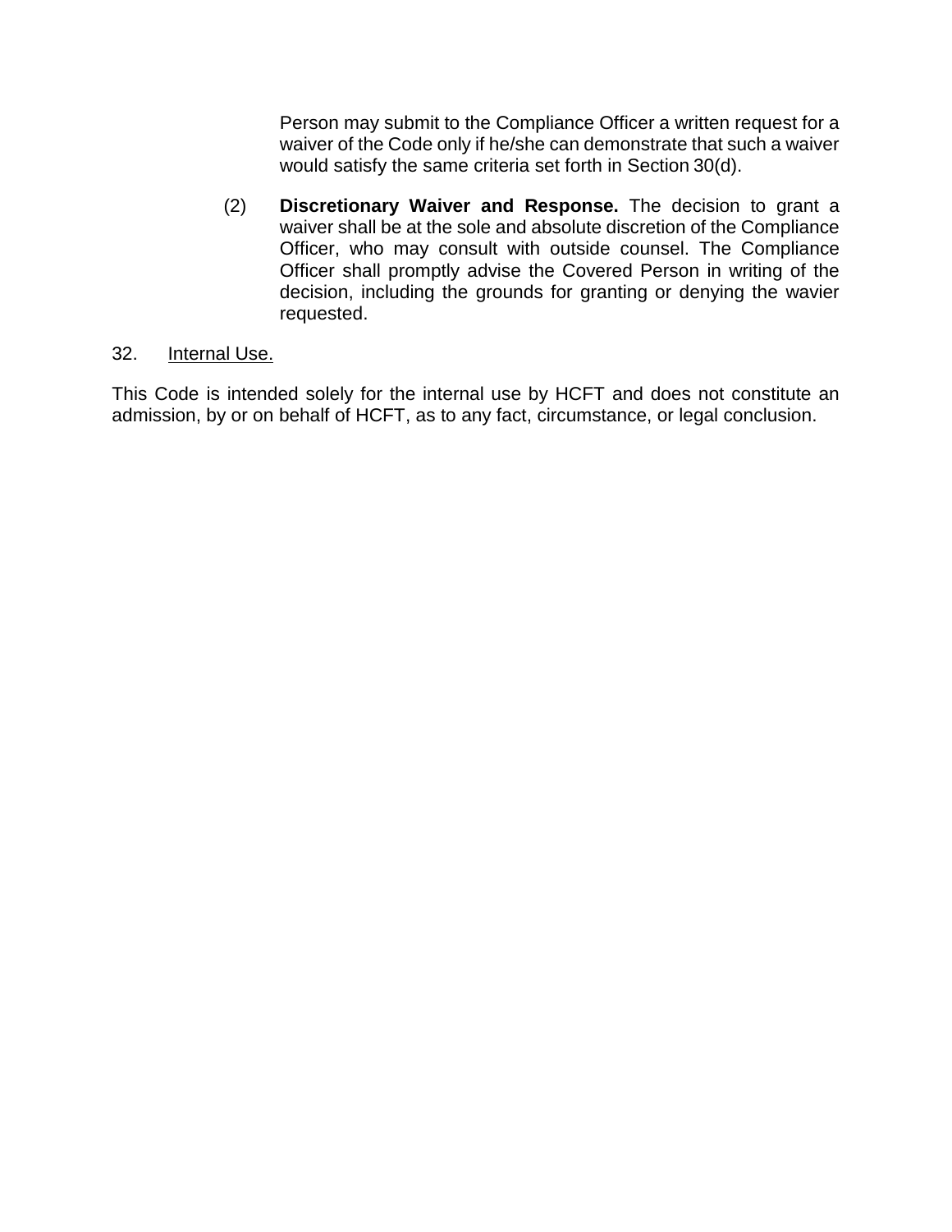Person may submit to the Compliance Officer a written request for a waiver of the Code only if he/she can demonstrate that such a waiver would satisfy the same criteria set forth in Section 30(d).

(2) **Discretionary Waiver and Response.** The decision to grant a waiver shall be at the sole and absolute discretion of the Compliance Officer, who may consult with outside counsel. The Compliance Officer shall promptly advise the Covered Person in writing of the decision, including the grounds for granting or denying the wavier requested.

32. <u>Internal Use.</u>

This Code is intended solely for the internal use by HCFT and does not constitute an admission, by or on behalf of HCFT, as to any fact, circumstance, or legal conclusion.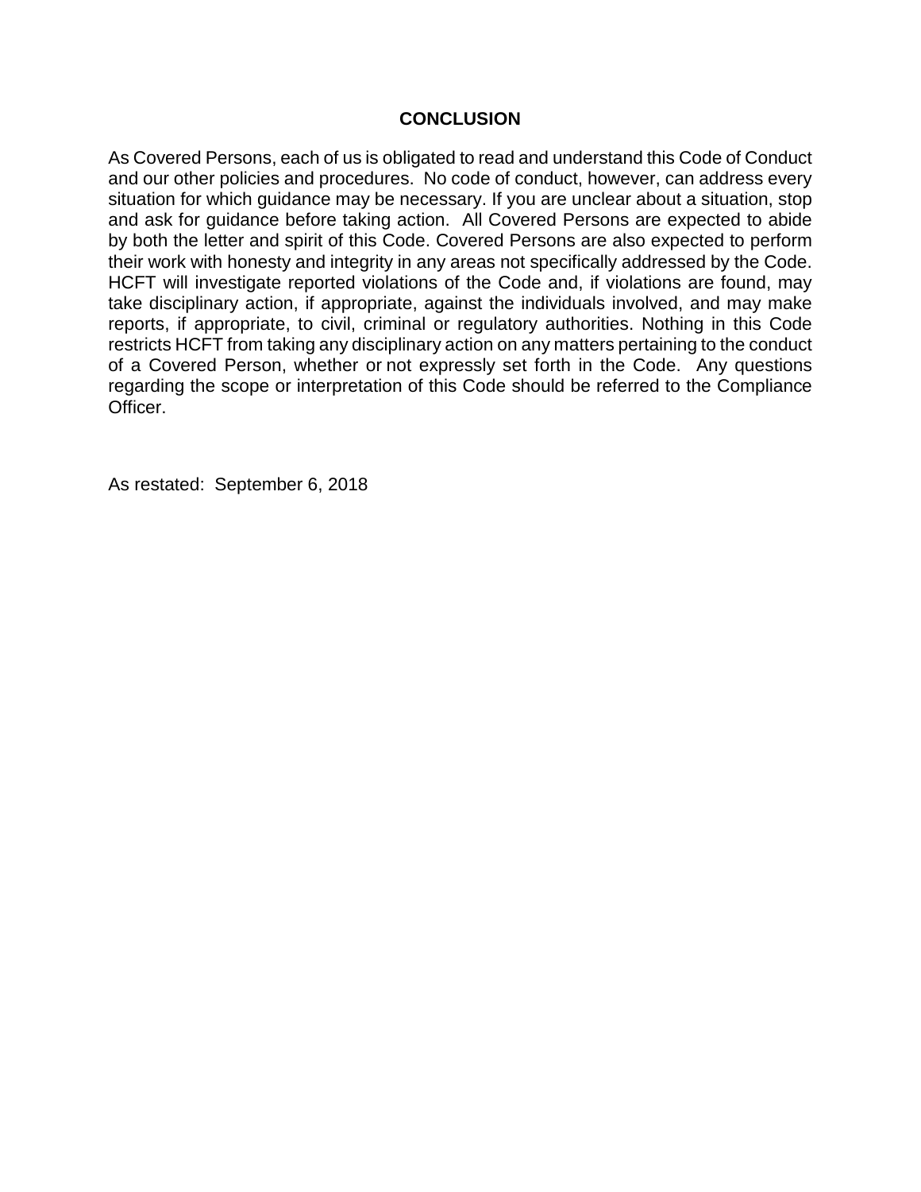## CONCLUSION

As Covered Persons, each of us is obligated to read and understand this Code of Conduct and our other policies and procedures. No code of conduct, however, can address every situation for which guidance may be necessary. If you are unclear about a situation, stop and ask for guidance before taking action. All Covered Persons are expected to abide by both the letter and spirit of this Code. Covered Persons are also expected to perform their work with honesty and integrity in any areas not specifically addressed by the Code. HCFT will investigate reported violations of the Code and, if violations are found, may take disciplinary action, if appropriate, against the individuals involved, and may make reports, if appropriate, to civil, criminal or regulatory authorities. Nothing in this Code restricts HCFT from taking any disciplinary action on any matters pertaining to the conduct of a Covered Person, whether or not expressly set forth in the Code. Any questions regarding the scope or interpretation of this Code should be referred to the Compliance Officer.

As restated: September 6, 2018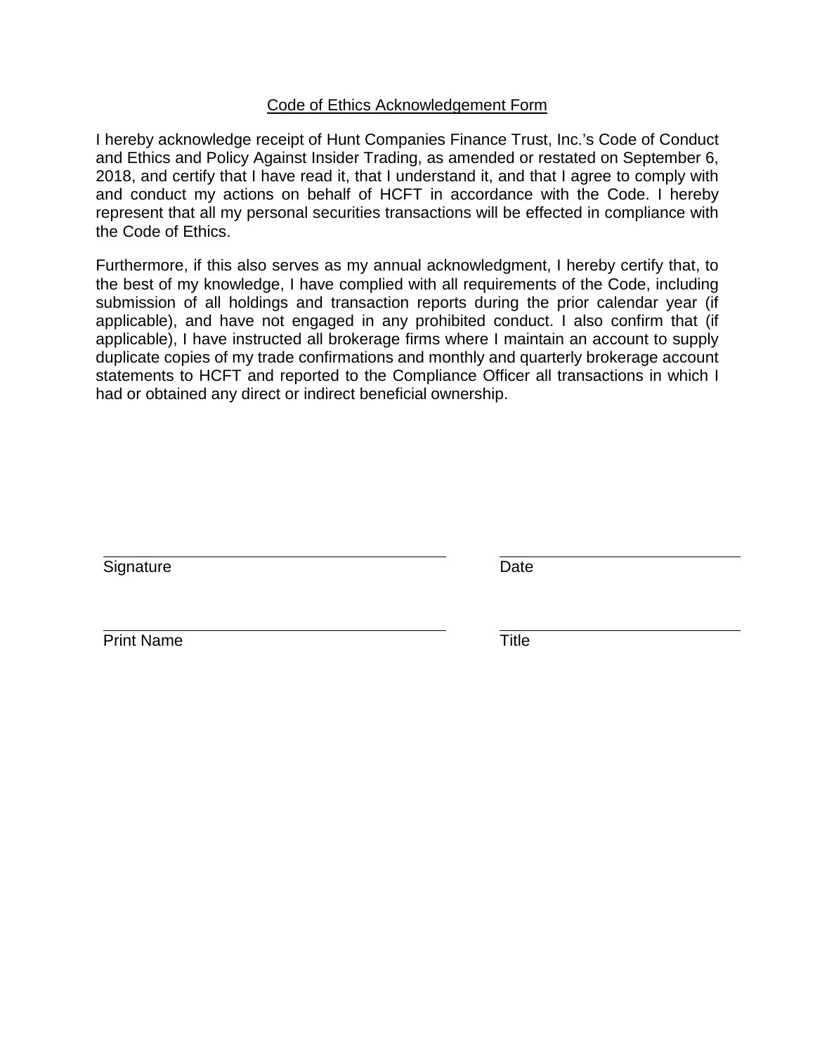## Code of Ethics Acknowledgement Form

I hereby acknowledge receipt of Hunt Companies Finance Trust, Inc.'s Code of Conduct and Ethics and Policy Against Insider Trading, as amended or restated on September 6, 2018, and certify that I have read it, that I understand it, and that I agree to comply with and conduct my actions on behalf of HCFT in accordance with the Code. I hereby represent that all my personal securities transactions will be effected in compliance with the Code of Ethics.

Furthermore, if this also serves as my annual acknowledgment, I hereby certify that, to the best of my knowledge, I have complied with all requirements of the Code, including submission of all holdings and transaction reports during the prior calendar year (if applicable), and have not engaged in any prohibited conduct. I also confirm that (if applicable), I have instructed all brokerage firms where I maintain an account to supply duplicate copies of my trade confirmations and monthly and quarterly brokerage account statements to HCFT and reported to the Compliance Officer all transactions in which I had or obtained any direct or indirect beneficial ownership.

\_\_\_\_\_\_\_\_\_\_\_\_\_\_\_\_\_\_\_\_\_\_\_\_\_\_\_\_\_\_ \_\_\_\_\_\_\_\_\_\_\_\_\_\_\_\_\_\_\_\_

Signature Date

\_\_\_\_\_\_\_\_\_\_\_\_\_\_\_\_\_\_\_\_\_\_\_\_\_\_\_\_\_\_ \_\_\_\_\_\_\_\_\_\_\_\_\_\_\_\_\_\_\_\_

Print Name Title